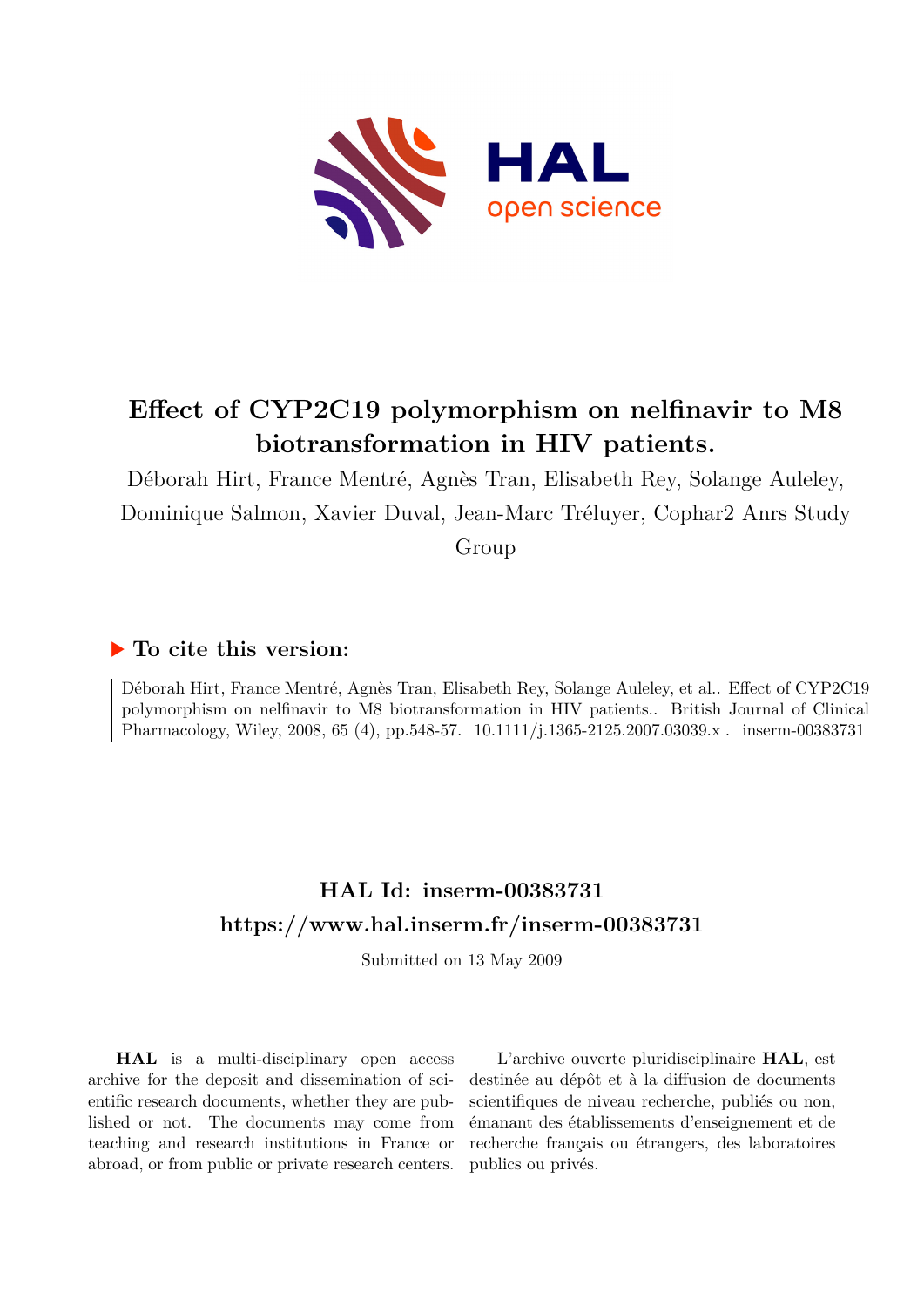# Effect of CYP2C19 polymorphism on nelfinavir to M8 biotransformation in HIV patients.

Déborah Hirt, France Mentré, Agnès Tran, Elisabeth Rey, Solange Auleley, Dominique Salmon, Xavier Duval, Jean-Marc Tréluyer, Cophar2 Anrs Study Group

## ▶ To cite this version:

Déborah Hirt, France Mentré, Agnès Tran, Elisabeth Rey, Solange Auleley, et al.. Effect of CYP2C19 polymorphism on nelfinavir to M8 biotransformation in HIV patients.. British Journal of Clinical Pharmacology, Wiley, 2008, 65 (4), pp.548-57. 10.1111/j.1365-2125.2007.03039.x . inserm-00383731

## HAL Id: inserm-00383731

## https://www.hal.inserm.fr/inserm-00383731

Submitted on 13 May 2009

**HAL** is a multi-disciplinary open access archive for the deposit and dissemination of scientific research documents, whether they are published or not. The documents may come from teaching and research institutions in France or abroad, or from public or private research centers.

L'archive ouverte pluridisciplinaire **HAL**, est destinée au dépôt et à la diffusion de documents scientifiques de niveau recherche, publiés ou non, émanant des établissements d'enseignement et de recherche français ou étrangers, des laboratoires publics ou privés.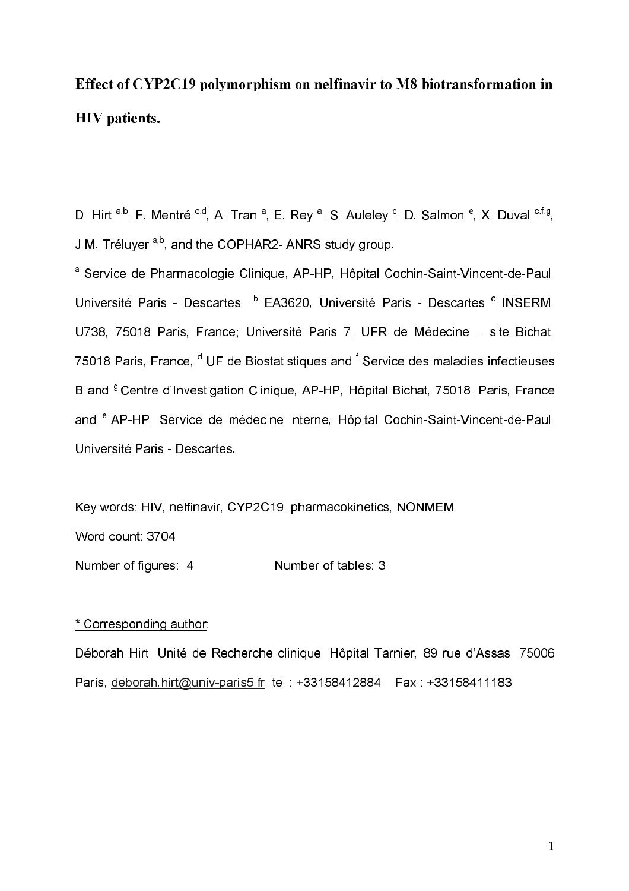# Effect of CYP2C19 polymorphism on nelfinavir to M8 biotransformation in HIV patients.

D. Hirt [a,b], F. Mentré [c,d], A. Tran [a], E. Rey [a], S. Auleley [c], D. Salmon [e], X. Duval [c,f,g], J.M. Tréluyer [a,b], and the COPHAR2- ANRS study group.

[a] Service de Pharmacologie Clinique, AP-HP, Hôpital Cochin-Saint-Vincent-de-Paul, Université Paris - Descartes [b] EA3620, Université Paris - Descartes [c] INSERM, U738, 75018 Paris, France; Université Paris 7, UFR de Médecine – site Bichat, 75018 Paris, France, [d] UF de Biostatistiques and [f] Service des maladies infectieuses B and [g] Centre d'Investigation Clinique, AP-HP, Hôpital Bichat, 75018, Paris, France and [e] AP-HP, Service de médecine interne, Hôpital Cochin-Saint-Vincent-de-Paul, Université Paris - Descartes.

Key words: HIV, nelfinavir, CYP2C19, pharmacokinetics, NONMEM.

Word count: 3704

Number of figures: 4 Number of tables: 3

\* Corresponding author:

Déborah Hirt, Unité de Recherche clinique, Hôpital Tarnier, 89 rue d'Assas, 75006 Paris, deborah.hirt@univ-paris5.fr, tel : +33158412884 Fax : +33158411183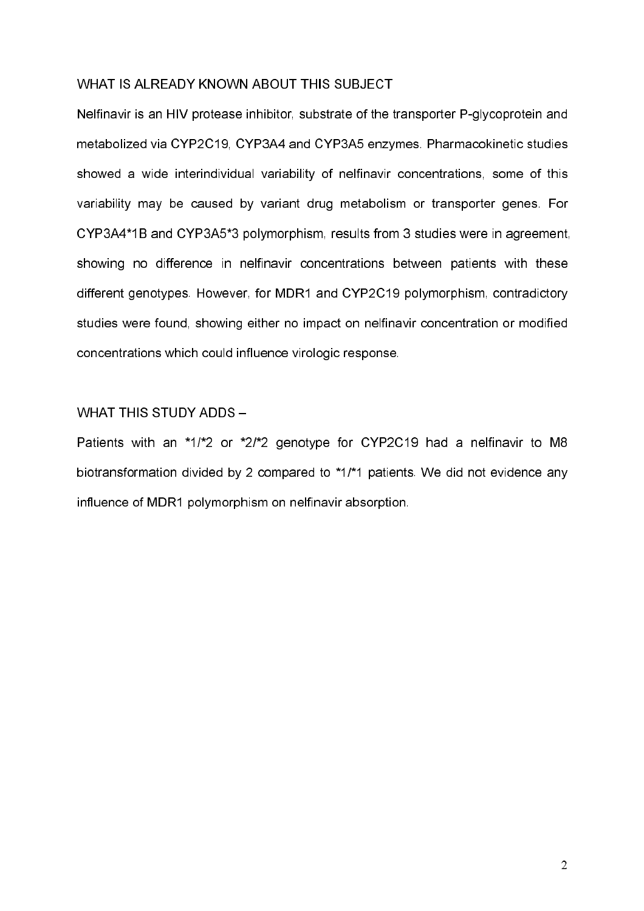## WHAT IS ALREADY KNOWN ABOUT THIS SUBJECT

Nelfinavir is an HIV protease inhibitor, substrate of the transporter P-glycoprotein and metabolized via CYP2C19, CYP3A4 and CYP3A5 enzymes. Pharmacokinetic studies showed a wide interindividual variability of nelfinavir concentrations, some of this variability may be caused by variant drug metabolism or transporter genes. For CYP3A4*1B and CYP3A5*3 polymorphism, results from 3 studies were in agreement, showing no difference in nelfinavir concentrations between patients with these different genotypes. However, for MDR1 and CYP2C19 polymorphism, contradictory studies were found, showing either no impact on nelfinavir concentration or modified concentrations which could influence virologic response.

## WHAT THIS STUDY ADDS –

Patients with an *1/*2 or *2/*2 genotype for CYP2C19 had a nelfinavir to M8 biotransformation divided by 2 compared to *1/*1 patients. We did not evidence any influence of MDR1 polymorphism on nelfinavir absorption.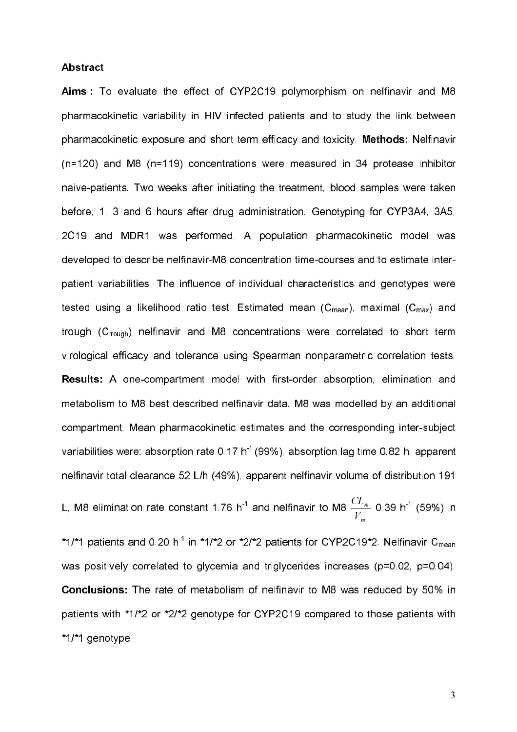## Abstract

**Aims :** To evaluate the effect of CYP2C19 polymorphism on nelfinavir and M8 pharmacokinetic variability in HIV infected patients and to study the link between pharmacokinetic exposure and short term efficacy and toxicity. **Methods:** Nelfinavir (n=120) and M8 (n=119) concentrations were measured in 34 protease inhibitor naive-patients. Two weeks after initiating the treatment, blood samples were taken before, 1, 3 and 6 hours after drug administration. Genotyping for CYP3A4, 3A5, 2C19 and MDR1 was performed. A population pharmacokinetic model was developed to describe nelfinavir-M8 concentration time-courses and to estimate inter-patient variabilities. The influence of individual characteristics and genotypes were tested using a likelihood ratio test. Estimated mean ($C_{mean}$), maximal ($C_{max}$) and trough ($C_{trough}$) nelfinavir and M8 concentrations were correlated to short term virological efficacy and tolerance using Spearman nonparametric correlation tests. **Results:** A one-compartment model with first-order absorption, elimination and metabolism to M8 best described nelfinavir data. M8 was modelled by an additional compartment. Mean pharmacokinetic estimates and the corresponding inter-subject variabilities were: absorption rate 0.17 $h^{-1}$ (99%), absorption lag time 0.82 h, apparent nelfinavir total clearance 52 L/h (49%), apparent nelfinavir volume of distribution 191 L, M8 elimination rate constant 1.76 $h^{-1}$ and nelfinavir to M8 $\frac{CL_m}{V_m}$ 0.39 $h^{-1}$ (59%) in *1/*1 patients and 0.20 $h^{-1}$ in *1/*2 or *2/*2 patients for CYP2C19*2. Nelfinavir $C_{mean}$ was positively correlated to glycemia and triglycerides increases (p=0.02, p=0.04). **Conclusions:** The rate of metabolism of nelfinavir to M8 was reduced by 50% in patients with *1/*2 or *2/*2 genotype for CYP2C19 compared to those patients with *1/*1 genotype.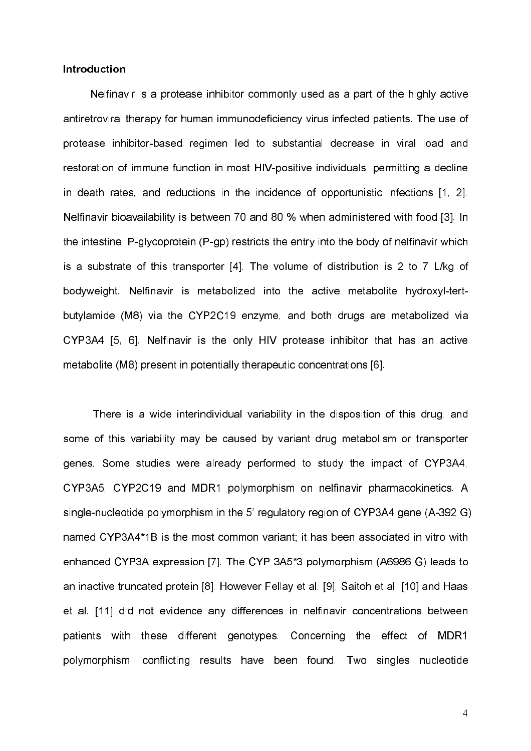**Introduction**

Nelfinavir is a protease inhibitor commonly used as a part of the highly active antiretroviral therapy for human immunodeficiency virus infected patients. The use of protease inhibitor-based regimen led to substantial decrease in viral load and restoration of immune function in most HIV-positive individuals, permitting a decline in death rates, and reductions in the incidence of opportunistic infections [1, 2]. Nelfinavir bioavailability is between 70 and 80 % when administered with food [3]. In the intestine, P-glycoprotein (P-gp) restricts the entry into the body of nelfinavir which is a substrate of this transporter [4]. The volume of distribution is 2 to 7 L/kg of bodyweight. Nelfinavir is metabolized into the active metabolite hydroxyl-tert-butylamide (M8) via the CYP2C19 enzyme, and both drugs are metabolized via CYP3A4 [5, 6]. Nelfinavir is the only HIV protease inhibitor that has an active metabolite (M8) present in potentially therapeutic concentrations [6].

There is a wide interindividual variability in the disposition of this drug, and some of this variability may be caused by variant drug metabolism or transporter genes. Some studies were already performed to study the impact of CYP3A4, CYP3A5, CYP2C19 and MDR1 polymorphism on nelfinavir pharmacokinetics. A single-nucleotide polymorphism in the 5' regulatory region of CYP3A4 gene (A-392 G) named CYP3A4*1B is the most common variant; it has been associated in vitro with enhanced CYP3A expression [7]. The CYP 3A5*3 polymorphism (A6986 G) leads to an inactive truncated protein [8]. However Fellay et al. [9], Saitoh et al. [10] and Haas et al. [11] did not evidence any differences in nelfinavir concentrations between patients with these different genotypes. Concerning the effect of MDR1 polymorphism, conflicting results have been found. Two singles nucleotide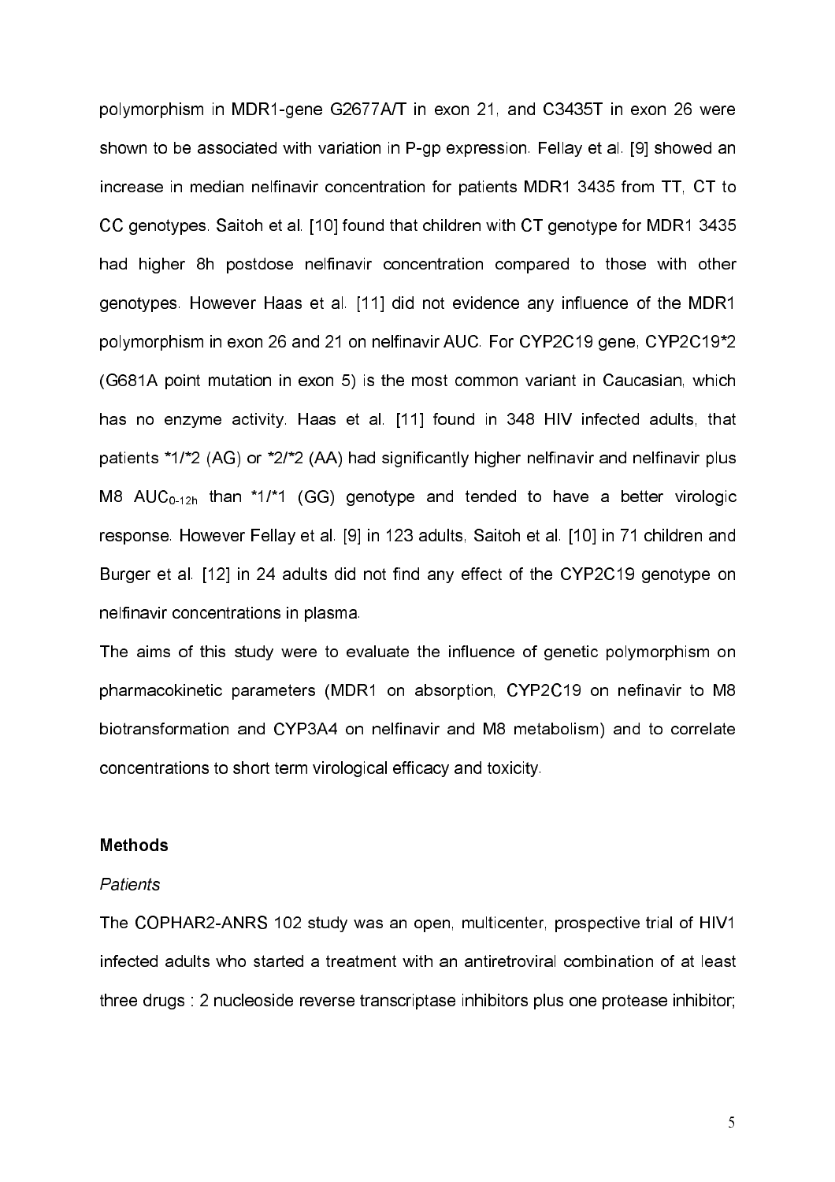polymorphism in MDR1-gene G2677A/T in exon 21, and C3435T in exon 26 were shown to be associated with variation in P-gp expression. Fellay et al. [9] showed an increase in median nelfinavir concentration for patients MDR1 3435 from TT, CT to CC genotypes. Saitoh et al. [10] found that children with CT genotype for MDR1 3435 had higher 8h postdose nelfinavir concentration compared to those with other genotypes. However Haas et al. [11] did not evidence any influence of the MDR1 polymorphism in exon 26 and 21 on nelfinavir AUC. For CYP2C19 gene, CYP2C19*2 (G681A point mutation in exon 5) is the most common variant in Caucasian, which has no enzyme activity. Haas et al. [11] found in 348 HIV infected adults, that patients *1/*2 (AG) or *2/*2 (AA) had significantly higher nelfinavir and nelfinavir plus M8 $AUC_{0-12h}$ than *1/*1 (GG) genotype and tended to have a better virologic response. However Fellay et al. [9] in 123 adults, Saitoh et al. [10] in 71 children and Burger et al. [12] in 24 adults did not find any effect of the CYP2C19 genotype on nelfinavir concentrations in plasma.

The aims of this study were to evaluate the influence of genetic polymorphism on pharmacokinetic parameters (MDR1 on absorption, CYP2C19 on nefinavir to M8 biotransformation and CYP3A4 on nelfinavir and M8 metabolism) and to correlate concentrations to short term virological efficacy and toxicity.

## Methods

### *Patients*

The COPHAR2-ANRS 102 study was an open, multicenter, prospective trial of HIV1 infected adults who started a treatment with an antiretroviral combination of at least three drugs : 2 nucleoside reverse transcriptase inhibitors plus one protease inhibitor;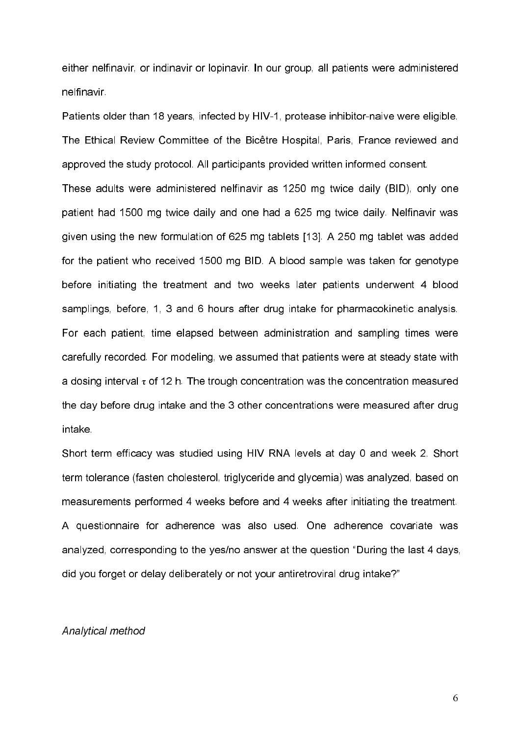either nelfinavir, or indinavir or lopinavir. In our group, all patients were administered nelfinavir.

Patients older than 18 years, infected by HIV-1, protease inhibitor-naive were eligible. The Ethical Review Committee of the Bicêtre Hospital, Paris, France reviewed and approved the study protocol. All participants provided written informed consent.

These adults were administered nelfinavir as 1250 mg twice daily (BID), only one patient had 1500 mg twice daily and one had a 625 mg twice daily. Nelfinavir was given using the new formulation of 625 mg tablets [13]. A 250 mg tablet was added for the patient who received 1500 mg BID. A blood sample was taken for genotype before initiating the treatment and two weeks later patients underwent 4 blood samplings, before, 1, 3 and 6 hours after drug intake for pharmacokinetic analysis. For each patient, time elapsed between administration and sampling times were carefully recorded. For modeling, we assumed that patients were at steady state with a dosing interval $\tau$ of 12 h. The trough concentration was the concentration measured the day before drug intake and the 3 other concentrations were measured after drug intake.

Short term efficacy was studied using HIV RNA levels at day 0 and week 2. Short term tolerance (fasten cholesterol, triglyceride and glycemia) was analyzed, based on measurements performed 4 weeks before and 4 weeks after initiating the treatment. A questionnaire for adherence was also used. One adherence covariate was analyzed, corresponding to the yes/no answer at the question "During the last 4 days, did you forget or delay deliberately or not your antiretroviral drug intake?"

*Analytical method*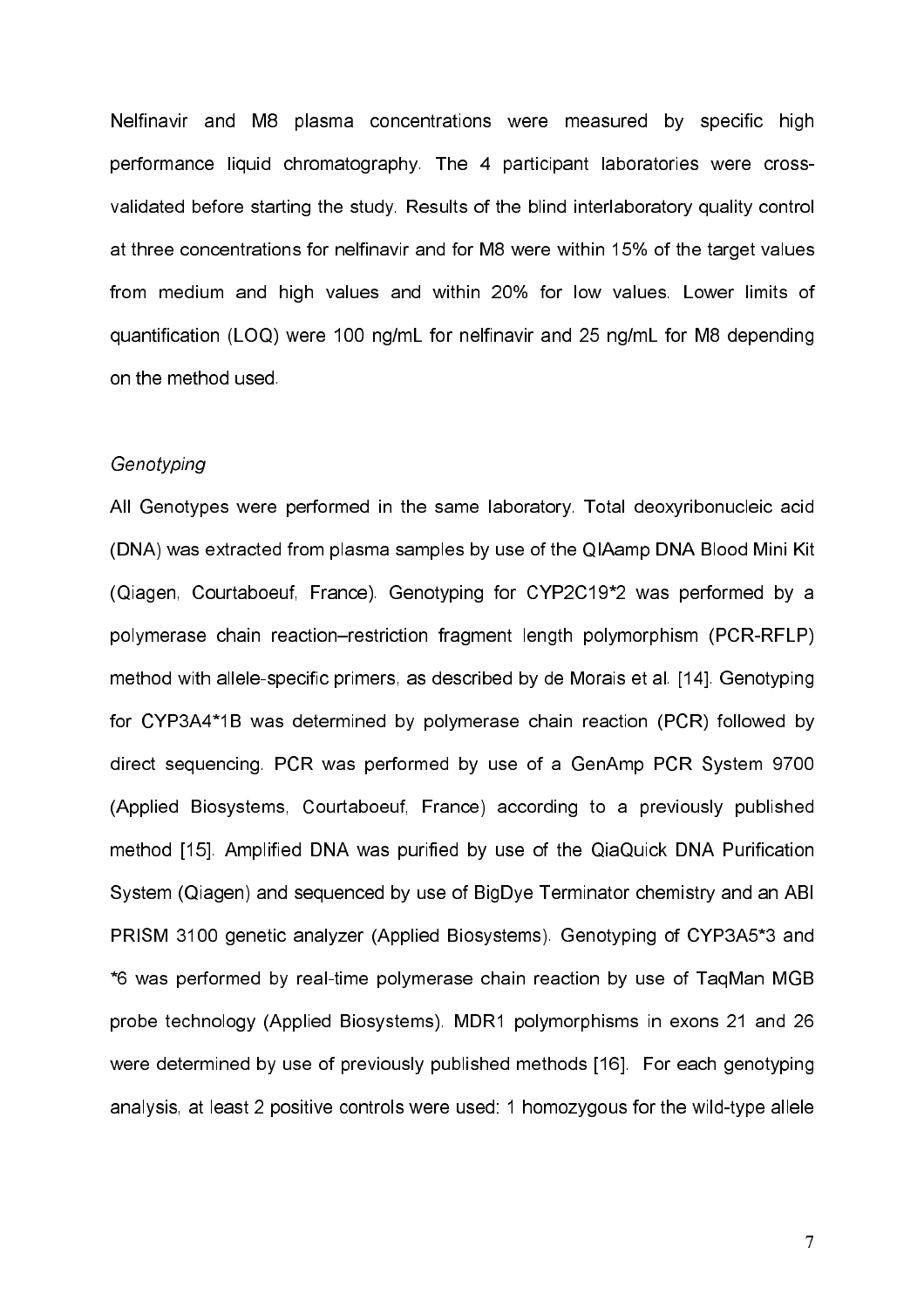Nelfinavir and M8 plasma concentrations were measured by specific high performance liquid chromatography. The 4 participant laboratories were cross-validated before starting the study. Results of the blind interlaboratory quality control at three concentrations for nelfinavir and for M8 were within 15% of the target values from medium and high values and within 20% for low values. Lower limits of quantification (LOQ) were 100 ng/mL for nelfinavir and 25 ng/mL for M8 depending on the method used.

*Genotyping*

All Genotypes were performed in the same laboratory. Total deoxyribonucleic acid (DNA) was extracted from plasma samples by use of the QIAamp DNA Blood Mini Kit (Qiagen, Courtaboeuf, France). Genotyping for CYP2C19*2 was performed by a polymerase chain reaction–restriction fragment length polymorphism (PCR-RFLP) method with allele-specific primers, as described by de Morais et al. [14]. Genotyping for CYP3A4*1B was determined by polymerase chain reaction (PCR) followed by direct sequencing. PCR was performed by use of a GenAmp PCR System 9700 (Applied Biosystems, Courtaboeuf, France) according to a previously published method [15]. Amplified DNA was purified by use of the QiaQuick DNA Purification System (Qiagen) and sequenced by use of BigDye Terminator chemistry and an ABI PRISM 3100 genetic analyzer (Applied Biosystems). Genotyping of CYP3A5*3 and *6 was performed by real-time polymerase chain reaction by use of TaqMan MGB probe technology (Applied Biosystems). MDR1 polymorphisms in exons 21 and 26 were determined by use of previously published methods [16]. For each genotyping analysis, at least 2 positive controls were used: 1 homozygous for the wild-type allele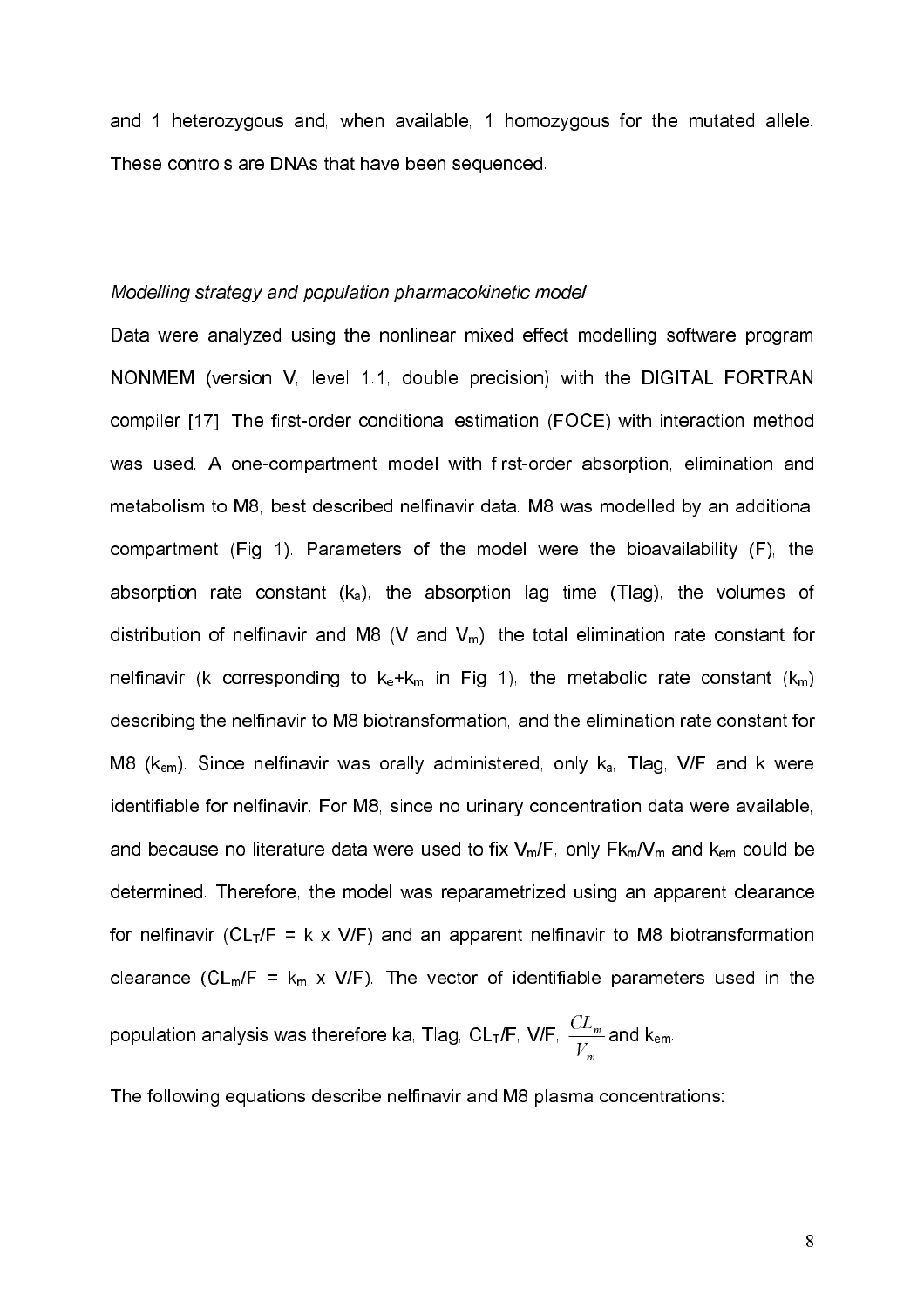and 1 heterozygous and, when available, 1 homozygous for the mutated allele. These controls are DNAs that have been sequenced.

*Modelling strategy and population pharmacokinetic model*

Data were analyzed using the nonlinear mixed effect modelling software program NONMEM (version V, level 1.1, double precision) with the DIGITAL FORTRAN compiler [17]. The first-order conditional estimation (FOCE) with interaction method was used. A one-compartment model with first-order absorption, elimination and metabolism to M8, best described nelfinavir data. M8 was modelled by an additional compartment (Fig 1). Parameters of the model were the bioavailability (F), the absorption rate constant ($k_a$), the absorption lag time (Tlag), the volumes of distribution of nelfinavir and M8 (V and $V_m$), the total elimination rate constant for nelfinavir (k corresponding to $k_e+k_m$ in Fig 1), the metabolic rate constant ($k_m$) describing the nelfinavir to M8 biotransformation, and the elimination rate constant for M8 ($k_{em}$). Since nelfinavir was orally administered, only $k_a$, Tlag, V/F and k were identifiable for nelfinavir. For M8, since no urinary concentration data were available, and because no literature data were used to fix $V_m$/F, only $Fk_m/V_m$ and $k_{em}$ could be determined. Therefore, the model was reparametrized using an apparent clearance for nelfinavir ($CL_T/F = k \times V/F$) and an apparent nelfinavir to M8 biotransformation clearance ($CL_m/F = k_m \times V/F$). The vector of identifiable parameters used in the population analysis was therefore ka, Tlag, $CL_T$/F, V/F, $\frac{CL_m}{V_m}$ and $k_{em}$.

The following equations describe nelfinavir and M8 plasma concentrations: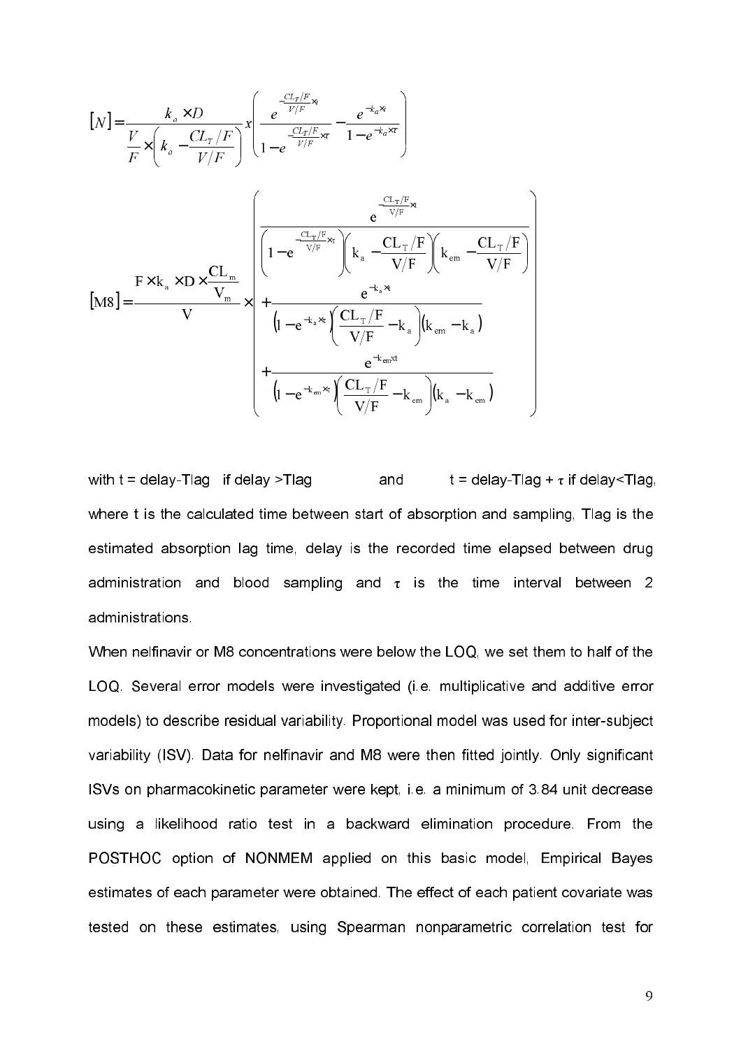$$[N] = \frac{k_a \times D}{\frac{V}{F} \times \left(k_a - \frac{CL_T/F}{V/F}\right)} x \left( \frac{e^{-\frac{CL_T/F}{V/F} \times t}}{1 - e^{-\frac{CL_T/F}{V/F} \times \tau}} - \frac{e^{-k_a \times t}}{1 - e^{-k_a \times \tau}} \right)$$

$$[M8] = \frac{F \times k_a \times D \times \frac{CL_m}{V_m}}{V} \times \left( \begin{array}{c} \frac{e^{-\frac{CL_T/F}{V/F} \times t}}{\left(1 - e^{-\frac{CL_T/F}{V/F} \times \tau}\right)\left(k_a - \frac{CL_T/F}{V/F}\right)\left(k_{em} - \frac{CL_T/F}{V/F}\right)} \\ + \frac{e^{-k_a \times t}}{\left(1 - e^{-k_a \times \tau}\right)\left(\frac{CL_T/F}{V/F} - k_a\right)\left(k_{em} - k_a\right)} \\ + \frac{e^{-k_{em} \times t}}{\left(1 - e^{-k_{em} \times \tau}\right)\left(\frac{CL_T/F}{V/F} - k_{em}\right)\left(k_a - k_{em}\right)} \end{array} \right)$$

with t = delay-Tlag if delay >Tlag and t = delay-Tlag + $\tau$ if delay<Tlag, where t is the calculated time between start of absorption and sampling, Tlag is the estimated absorption lag time, delay is the recorded time elapsed between drug administration and blood sampling and $\tau$ is the time interval between 2 administrations.

When nelfinavir or M8 concentrations were below the LOQ, we set them to half of the LOQ. Several error models were investigated (i.e. multiplicative and additive error models) to describe residual variability. Proportional model was used for inter-subject variability (ISV). Data for nelfinavir and M8 were then fitted jointly. Only significant ISVs on pharmacokinetic parameter were kept, i.e. a minimum of 3.84 unit decrease using a likelihood ratio test in a backward elimination procedure. From the POSTHOC option of NONMEM applied on this basic model, Empirical Bayes estimates of each parameter were obtained. The effect of each patient covariate was tested on these estimates, using Spearman nonparametric correlation test for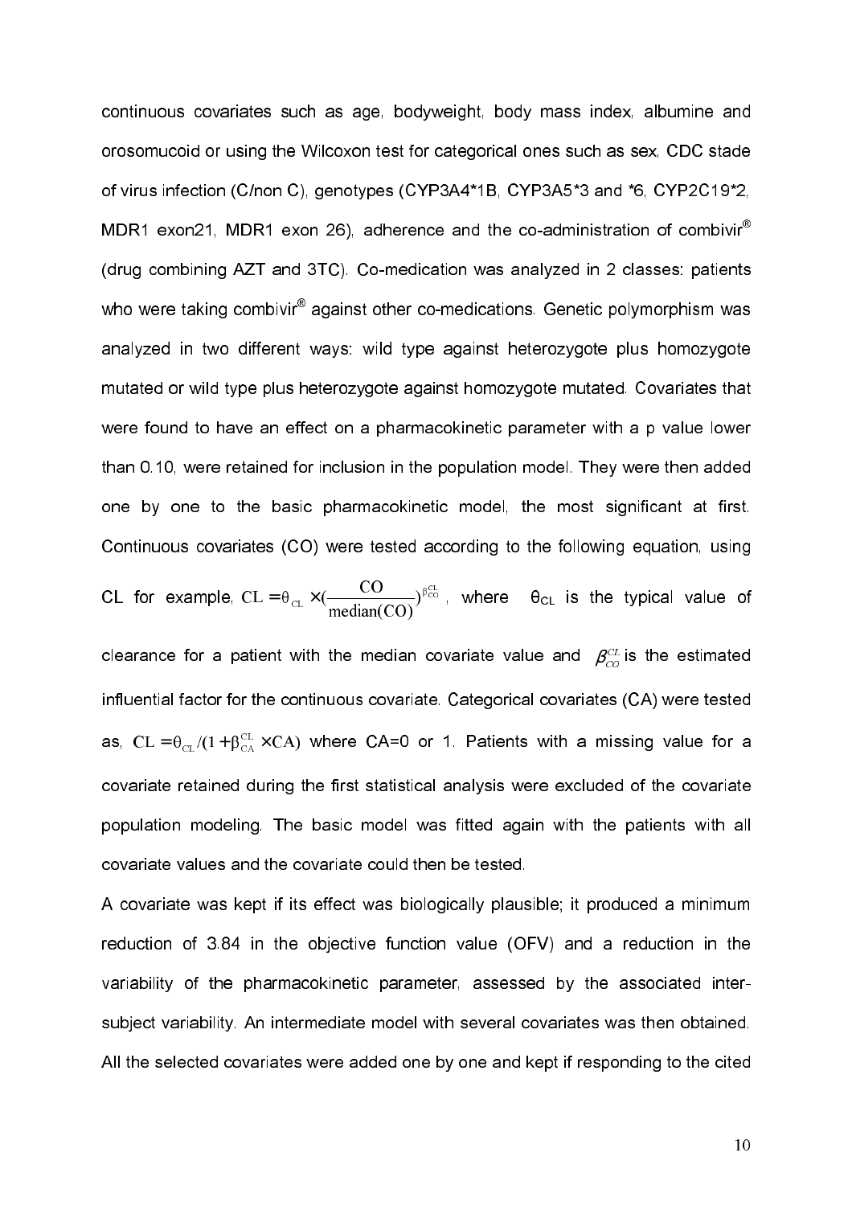continuous covariates such as age, bodyweight, body mass index, albumine and orosomucoid or using the Wilcoxon test for categorical ones such as sex, CDC stade of virus infection (C/non C), genotypes (CYP3A4*1B, CYP3A5*3 and *6, CYP2C19*2, MDR1 exon21, MDR1 exon 26), adherence and the co-administration of combivir® (drug combining AZT and 3TC). Co-medication was analyzed in 2 classes: patients who were taking combivir® against other co-medications. Genetic polymorphism was analyzed in two different ways: wild type against heterozygote plus homozygote mutated or wild type plus heterozygote against homozygote mutated. Covariates that were found to have an effect on a pharmacokinetic parameter with a p value lower than 0.10, were retained for inclusion in the population model. They were then added one by one to the basic pharmacokinetic model, the most significant at first. Continuous covariates (CO) were tested according to the following equation, using CL for example, $CL = \theta_{CL} \times (\frac{CO}{median(CO)})^{\beta_{CO}^{CL}}$, where $\theta_{CL}$ is the typical value of clearance for a patient with the median covariate value and $\beta_{CO}^{CL}$ is the estimated influential factor for the continuous covariate. Categorical covariates (CA) were tested as, $CL = \theta_{CL} / (1 + \beta_{CA}^{CL} \times CA)$ where CA=0 or 1. Patients with a missing value for a covariate retained during the first statistical analysis were excluded of the covariate population modeling. The basic model was fitted again with the patients with all covariate values and the covariate could then be tested.

A covariate was kept if its effect was biologically plausible; it produced a minimum reduction of 3.84 in the objective function value (OFV) and a reduction in the variability of the pharmacokinetic parameter, assessed by the associated inter-subject variability. An intermediate model with several covariates was then obtained. All the selected covariates were added one by one and kept if responding to the cited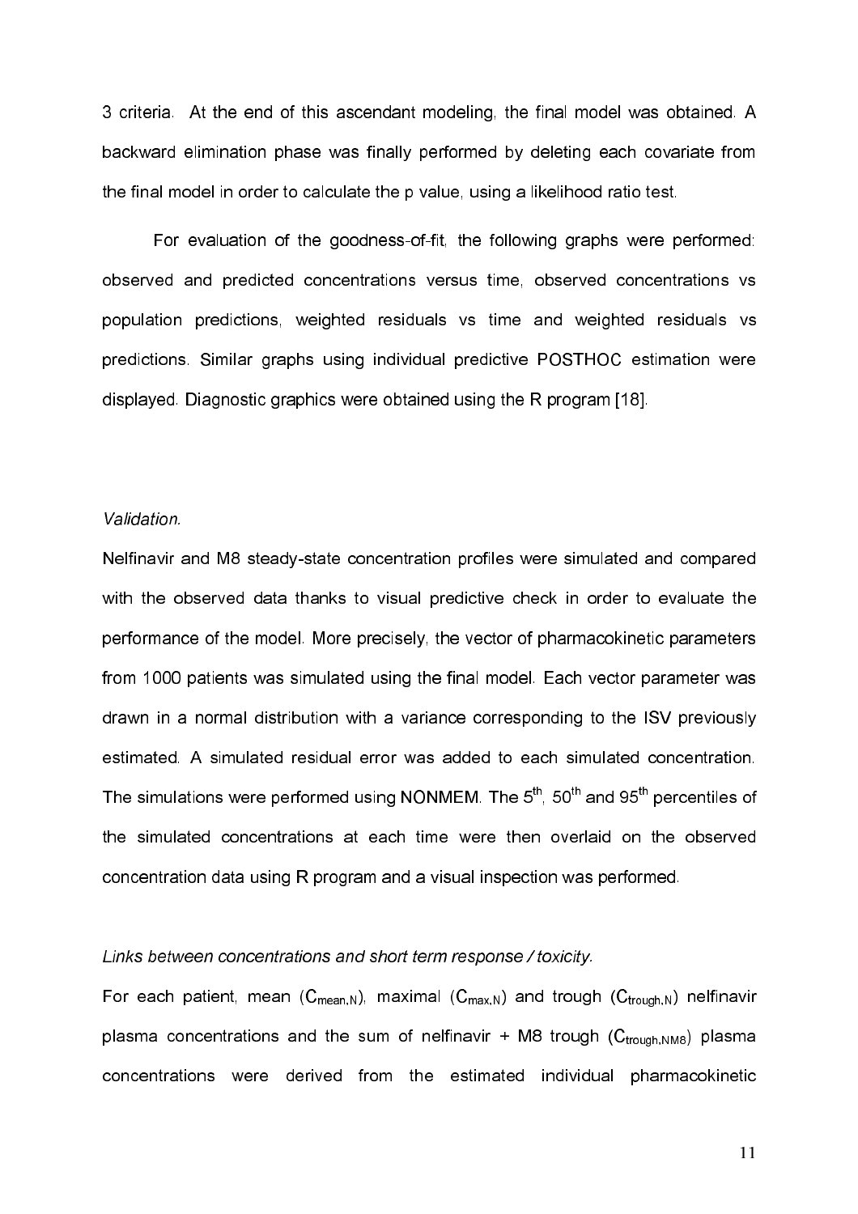3 criteria. At the end of this ascendant modeling, the final model was obtained. A backward elimination phase was finally performed by deleting each covariate from the final model in order to calculate the p value, using a likelihood ratio test.

For evaluation of the goodness-of-fit, the following graphs were performed: observed and predicted concentrations versus time, observed concentrations vs population predictions, weighted residuals vs time and weighted residuals vs predictions. Similar graphs using individual predictive POSTHOC estimation were displayed. Diagnostic graphics were obtained using the R program [18].

*Validation.*

Nelfinavir and M8 steady-state concentration profiles were simulated and compared with the observed data thanks to visual predictive check in order to evaluate the performance of the model. More precisely, the vector of pharmacokinetic parameters from 1000 patients was simulated using the final model. Each vector parameter was drawn in a normal distribution with a variance corresponding to the ISV previously estimated. A simulated residual error was added to each simulated concentration. The simulations were performed using NONMEM. The 5th, 50th and 95th percentiles of the simulated concentrations at each time were then overlaid on the observed concentration data using R program and a visual inspection was performed.

*Links between concentrations and short term response / toxicity.*

For each patient, mean ($C_{mean,N}$), maximal ($C_{max,N}$) and trough ($C_{trough,N}$) nelfinavir plasma concentrations and the sum of nelfinavir + M8 trough ($C_{trough,NM8}$) plasma concentrations were derived from the estimated individual pharmacokinetic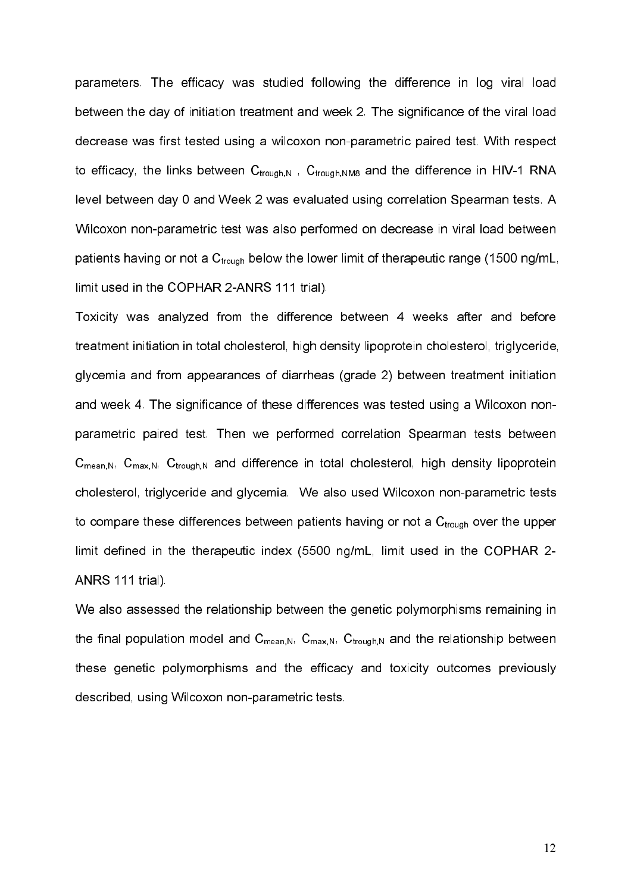parameters. The efficacy was studied following the difference in log viral load between the day of initiation treatment and week 2. The significance of the viral load decrease was first tested using a wilcoxon non-parametric paired test. With respect to efficacy, the links between $C_{trough,N}$ , $C_{trough,NM8}$ and the difference in HIV-1 RNA level between day 0 and Week 2 was evaluated using correlation Spearman tests. A Wilcoxon non-parametric test was also performed on decrease in viral load between patients having or not a $C_{trough}$ below the lower limit of therapeutic range (1500 ng/mL, limit used in the COPHAR 2-ANRS 111 trial).

Toxicity was analyzed from the difference between 4 weeks after and before treatment initiation in total cholesterol, high density lipoprotein cholesterol, triglyceride, glycemia and from appearances of diarrheas (grade 2) between treatment initiation and week 4. The significance of these differences was tested using a Wilcoxon non-parametric paired test. Then we performed correlation Spearman tests between $C_{mean,N}$, $C_{max,N}$, $C_{trough,N}$ and difference in total cholesterol, high density lipoprotein cholesterol, triglyceride and glycemia. We also used Wilcoxon non-parametric tests to compare these differences between patients having or not a $C_{trough}$ over the upper limit defined in the therapeutic index (5500 ng/mL, limit used in the COPHAR 2-ANRS 111 trial).

We also assessed the relationship between the genetic polymorphisms remaining in the final population model and $C_{mean,N}$, $C_{max,N}$, $C_{trough,N}$ and the relationship between these genetic polymorphisms and the efficacy and toxicity outcomes previously described, using Wilcoxon non-parametric tests.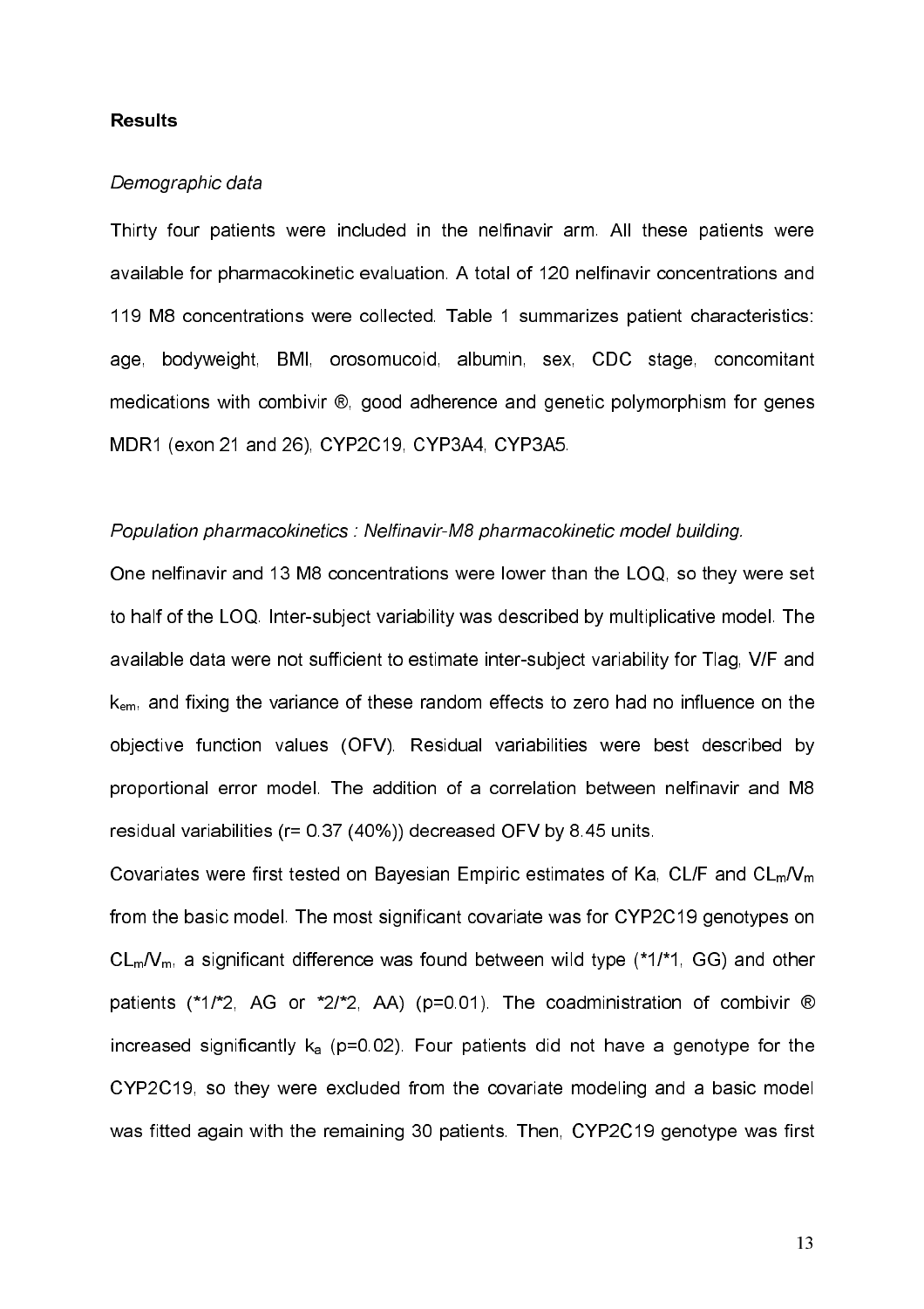## Results

*Demographic data*

Thirty four patients were included in the nelfinavir arm. All these patients were available for pharmacokinetic evaluation. A total of 120 nelfinavir concentrations and 119 M8 concentrations were collected. Table 1 summarizes patient characteristics: age, bodyweight, BMI, orosomucoid, albumin, sex, CDC stage, concomitant medications with combivir ®, good adherence and genetic polymorphism for genes MDR1 (exon 21 and 26), CYP2C19, CYP3A4, CYP3A5.

*Population pharmacokinetics : Nelfinavir-M8 pharmacokinetic model building.*

One nelfinavir and 13 M8 concentrations were lower than the LOQ, so they were set to half of the LOQ. Inter-subject variability was described by multiplicative model. The available data were not sufficient to estimate inter-subject variability for Tlag, V/F and $k_{em}$, and fixing the variance of these random effects to zero had no influence on the objective function values (OFV). Residual variabilities were best described by proportional error model. The addition of a correlation between nelfinavir and M8 residual variabilities (r= 0.37 (40%)) decreased OFV by 8.45 units.

Covariates were first tested on Bayesian Empiric estimates of Ka, CL/F and $CL_m/V_m$ from the basic model. The most significant covariate was for CYP2C19 genotypes on $CL_m/V_m$, a significant difference was found between wild type (*1/*1, GG) and other patients (*1/*2, AG or *2/*2, AA) (p=0.01). The coadministration of combivir ® increased significantly $k_a$ (p=0.02). Four patients did not have a genotype for the CYP2C19, so they were excluded from the covariate modeling and a basic model was fitted again with the remaining 30 patients. Then, CYP2C19 genotype was first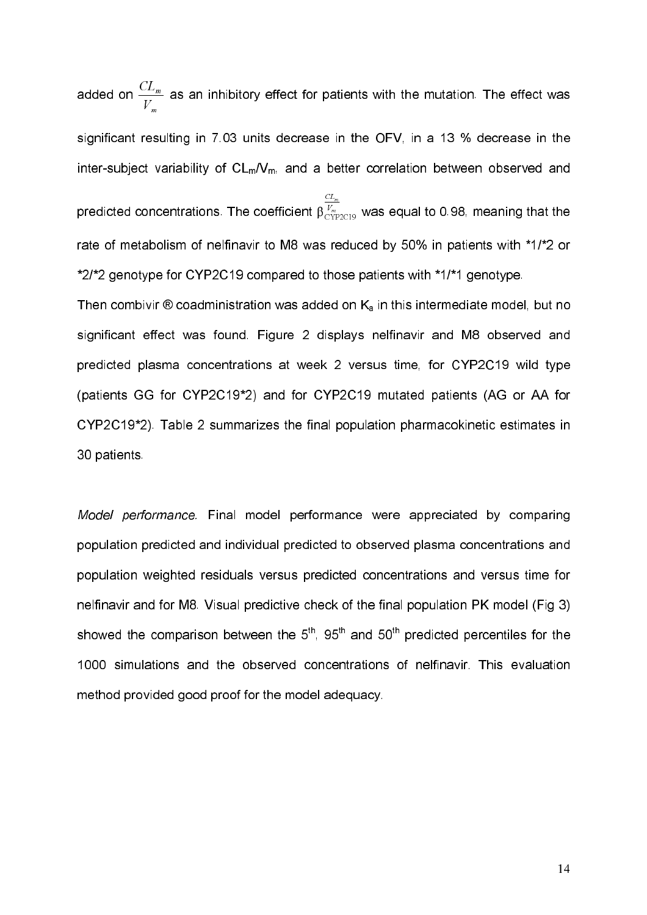added on $\frac{CL_m}{V_m}$ as an inhibitory effect for patients with the mutation. The effect was significant resulting in 7.03 units decrease in the OFV, in a 13 % decrease in the inter-subject variability of $CL_m/V_m$, and a better correlation between observed and predicted concentrations. The coefficient $\beta_{CYP2C19}^{\frac{CL_m}{V_m}}$ was equal to 0.98, meaning that the rate of metabolism of nelfinavir to M8 was reduced by 50% in patients with *1/*2 or *2/*2 genotype for CYP2C19 compared to those patients with *1/*1 genotype.

Then combivir ® coadministration was added on $K_a$ in this intermediate model, but no significant effect was found. Figure 2 displays nelfinavir and M8 observed and predicted plasma concentrations at week 2 versus time, for CYP2C19 wild type (patients GG for CYP2C19*2) and for CYP2C19 mutated patients (AG or AA for CYP2C19*2). Table 2 summarizes the final population pharmacokinetic estimates in 30 patients.

*Model performance.* Final model performance were appreciated by comparing population predicted and individual predicted to observed plasma concentrations and population weighted residuals versus predicted concentrations and versus time for nelfinavir and for M8. Visual predictive check of the final population PK model (Fig 3) showed the comparison between the 5$^{th}$, 95$^{th}$ and 50$^{th}$ predicted percentiles for the 1000 simulations and the observed concentrations of nelfinavir. This evaluation method provided good proof for the model adequacy.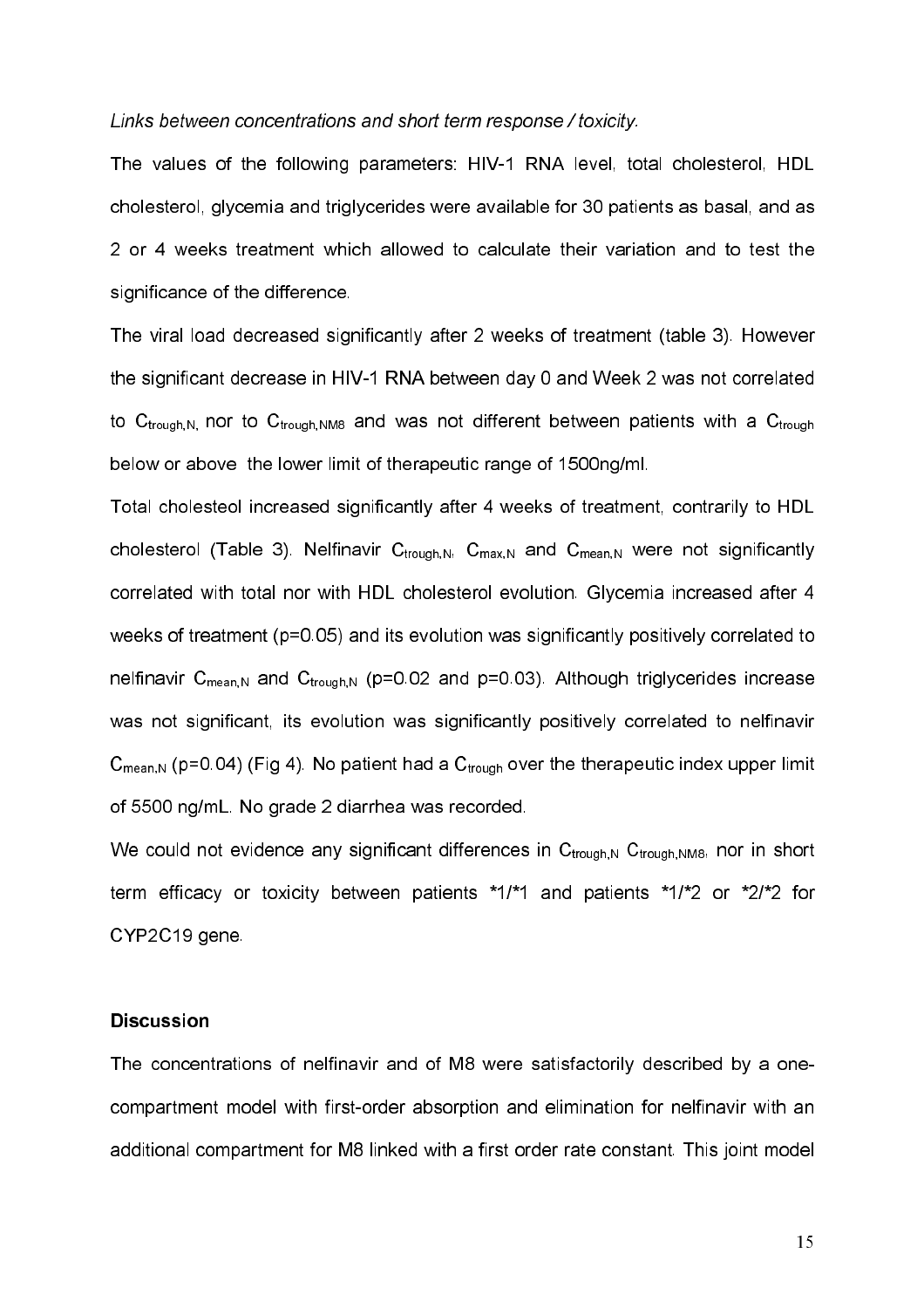*Links between concentrations and short term response / toxicity.*

The values of the following parameters: HIV-1 RNA level, total cholesterol, HDL cholesterol, glycemia and triglycerides were available for 30 patients as basal, and as 2 or 4 weeks treatment which allowed to calculate their variation and to test the significance of the difference.

The viral load decreased significantly after 2 weeks of treatment (table 3). However the significant decrease in HIV-1 RNA between day 0 and Week 2 was not correlated to $C_{trough,N,}$ nor to $C_{trough,NM8}$ and was not different between patients with a $C_{trough}$ below or above the lower limit of therapeutic range of 1500ng/ml.

Total cholesteol increased significantly after 4 weeks of treatment, contrarily to HDL cholesterol (Table 3). Nelfinavir $C_{trough,N}$, $C_{max,N}$ and $C_{mean,N}$ were not significantly correlated with total nor with HDL cholesterol evolution. Glycemia increased after 4 weeks of treatment (p=0.05) and its evolution was significantly positively correlated to nelfinavir $C_{mean,N}$ and $C_{trough,N}$ (p=0.02 and p=0.03). Although triglycerides increase was not significant, its evolution was significantly positively correlated to nelfinavir $C_{mean,N}$ (p=0.04) (Fig 4). No patient had a $C_{trough}$ over the therapeutic index upper limit of 5500 ng/mL. No grade 2 diarrhea was recorded.

We could not evidence any significant differences in $C_{trough,N}$ $C_{trough,NM8}$, nor in short term efficacy or toxicity between patients *1/*1 and patients *1/*2 or *2/*2 for CYP2C19 gene.

## Discussion

The concentrations of nelfinavir and of M8 were satisfactorily described by a one-compartment model with first-order absorption and elimination for nelfinavir with an additional compartment for M8 linked with a first order rate constant. This joint model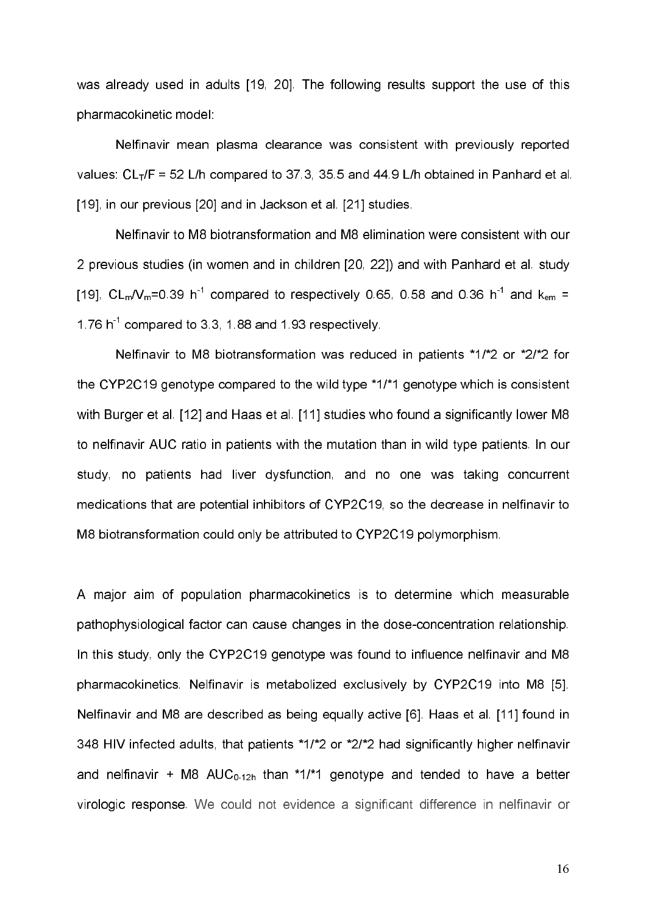was already used in adults [19, 20]. The following results support the use of this pharmacokinetic model:

Nelfinavir mean plasma clearance was consistent with previously reported values: $CL_T/F$ = 52 L/h compared to 37.3, 35.5 and 44.9 L/h obtained in Panhard et al. [19], in our previous [20] and in Jackson et al. [21] studies.

Nelfinavir to M8 biotransformation and M8 elimination were consistent with our 2 previous studies (in women and in children [20, 22]) and with Panhard et al. study [19], $CL_m/V_m$=0.39 $h^{-1}$ compared to respectively 0.65, 0.58 and 0.36 $h^{-1}$ and $k_{em}$ = 1.76 $h^{-1}$ compared to 3.3, 1.88 and 1.93 respectively.

Nelfinavir to M8 biotransformation was reduced in patients *1/*2 or *2/*2 for the CYP2C19 genotype compared to the wild type *1/*1 genotype which is consistent with Burger et al. [12] and Haas et al. [11] studies who found a significantly lower M8 to nelfinavir AUC ratio in patients with the mutation than in wild type patients. In our study, no patients had liver dysfunction, and no one was taking concurrent medications that are potential inhibitors of CYP2C19, so the decrease in nelfinavir to M8 biotransformation could only be attributed to CYP2C19 polymorphism.

A major aim of population pharmacokinetics is to determine which measurable pathophysiological factor can cause changes in the dose-concentration relationship. In this study, only the CYP2C19 genotype was found to influence nelfinavir and M8 pharmacokinetics. Nelfinavir is metabolized exclusively by CYP2C19 into M8 [5]. Nelfinavir and M8 are described as being equally active [6]. Haas et al. [11] found in 348 HIV infected adults, that patients *1/*2 or *2/*2 had significantly higher nelfinavir and nelfinavir + M8 $AUC_{0\text{-}12h}$ than *1/*1 genotype and tended to have a better virologic response. We could not evidence a significant difference in nelfinavir or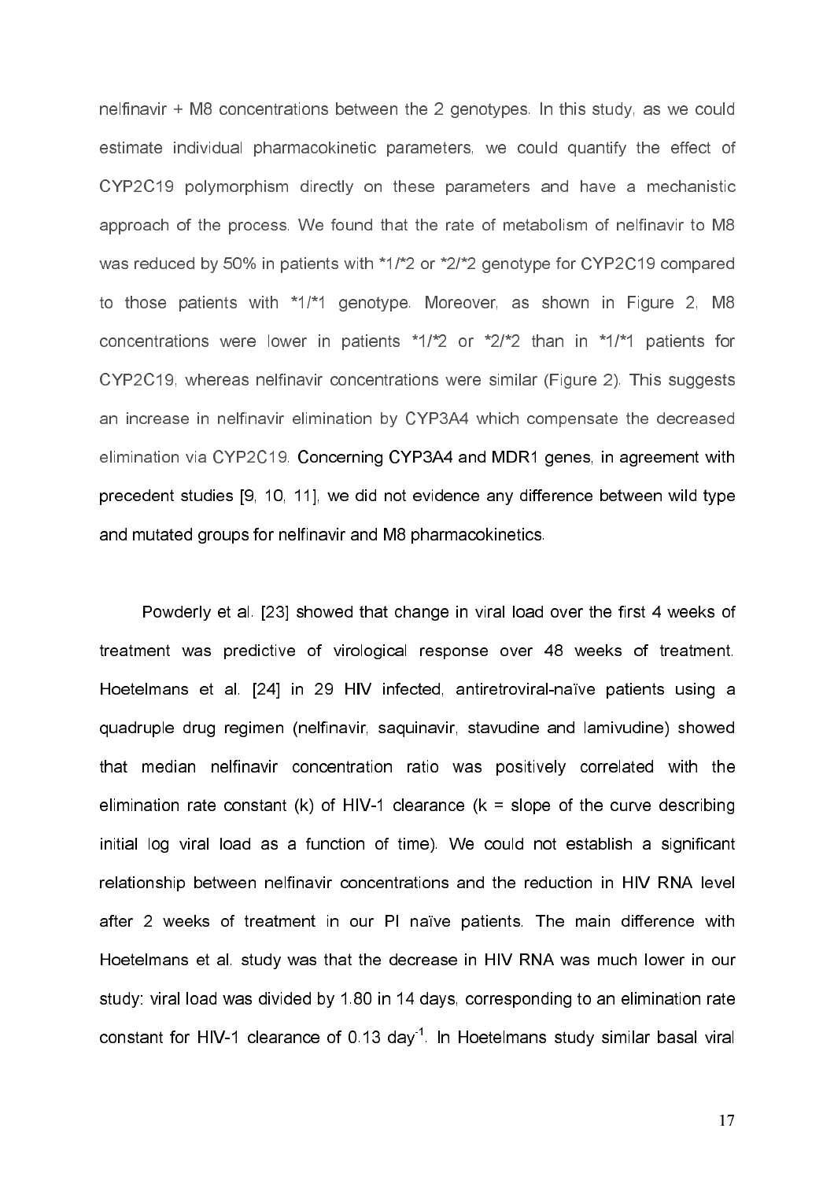nelfinavir + M8 concentrations between the 2 genotypes. In this study, as we could estimate individual pharmacokinetic parameters, we could quantify the effect of CYP2C19 polymorphism directly on these parameters and have a mechanistic approach of the process. We found that the rate of metabolism of nelfinavir to M8 was reduced by 50% in patients with *1/*2 or *2/*2 genotype for CYP2C19 compared to those patients with *1/*1 genotype. Moreover, as shown in Figure 2, M8 concentrations were lower in patients *1/*2 or *2/*2 than in *1/*1 patients for CYP2C19, whereas nelfinavir concentrations were similar (Figure 2). This suggests an increase in nelfinavir elimination by CYP3A4 which compensate the decreased elimination via CYP2C19. Concerning CYP3A4 and MDR1 genes, in agreement with precedent studies [9, 10, 11], we did not evidence any difference between wild type and mutated groups for nelfinavir and M8 pharmacokinetics.

Powderly et al. [23] showed that change in viral load over the first 4 weeks of treatment was predictive of virological response over 48 weeks of treatment. Hoetelmans et al. [24] in 29 HIV infected, antiretroviral-naïve patients using a quadruple drug regimen (nelfinavir, saquinavir, stavudine and lamivudine) showed that median nelfinavir concentration ratio was positively correlated with the elimination rate constant (k) of HIV-1 clearance (k = slope of the curve describing initial log viral load as a function of time). We could not establish a significant relationship between nelfinavir concentrations and the reduction in HIV RNA level after 2 weeks of treatment in our PI naïve patients. The main difference with Hoetelmans et al. study was that the decrease in HIV RNA was much lower in our study: viral load was divided by 1.80 in 14 days, corresponding to an elimination rate constant for HIV-1 clearance of 0.13 $day^{-1}$. In Hoetelmans study similar basal viral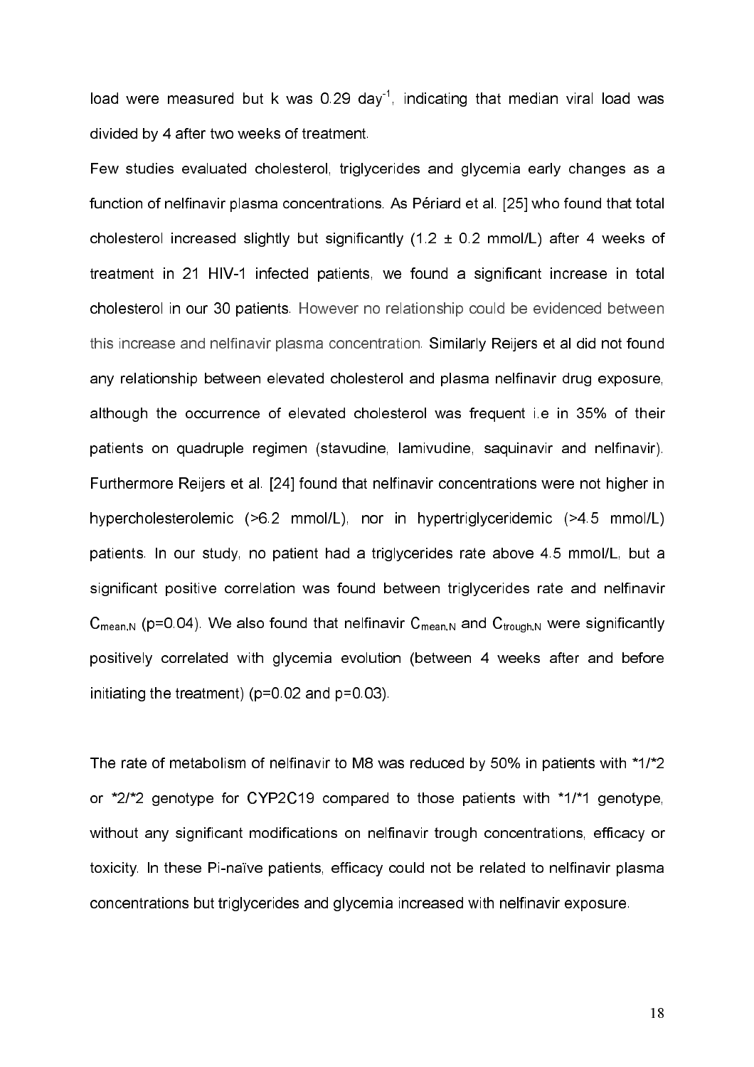load were measured but k was 0.29 day$^{-1}$, indicating that median viral load was divided by 4 after two weeks of treatment.

Few studies evaluated cholesterol, triglycerides and glycemia early changes as a function of nelfinavir plasma concentrations. As Périard et al. [25] who found that total cholesterol increased slightly but significantly (1.2 ± 0.2 mmol/L) after 4 weeks of treatment in 21 HIV-1 infected patients, we found a significant increase in total cholesterol in our 30 patients. However no relationship could be evidenced between this increase and nelfinavir plasma concentration. Similarly Reijers et al did not found any relationship between elevated cholesterol and plasma nelfinavir drug exposure, although the occurrence of elevated cholesterol was frequent i.e in 35% of their patients on quadruple regimen (stavudine, lamivudine, saquinavir and nelfinavir). Furthermore Reijers et al. [24] found that nelfinavir concentrations were not higher in hypercholesterolemic (>6.2 mmol/L), nor in hypertriglyceridemic (>4.5 mmol/L) patients. In our study, no patient had a triglycerides rate above 4.5 mmol/L, but a significant positive correlation was found between triglycerides rate and nelfinavir $C_{mean,N}$ (p=0.04). We also found that nelfinavir $C_{mean,N}$ and $C_{trough,N}$ were significantly positively correlated with glycemia evolution (between 4 weeks after and before initiating the treatment) (p=0.02 and p=0.03).

The rate of metabolism of nelfinavir to M8 was reduced by 50% in patients with *1/*2 or *2/*2 genotype for CYP2C19 compared to those patients with *1/*1 genotype, without any significant modifications on nelfinavir trough concentrations, efficacy or toxicity. In these Pi-naïve patients, efficacy could not be related to nelfinavir plasma concentrations but triglycerides and glycemia increased with nelfinavir exposure.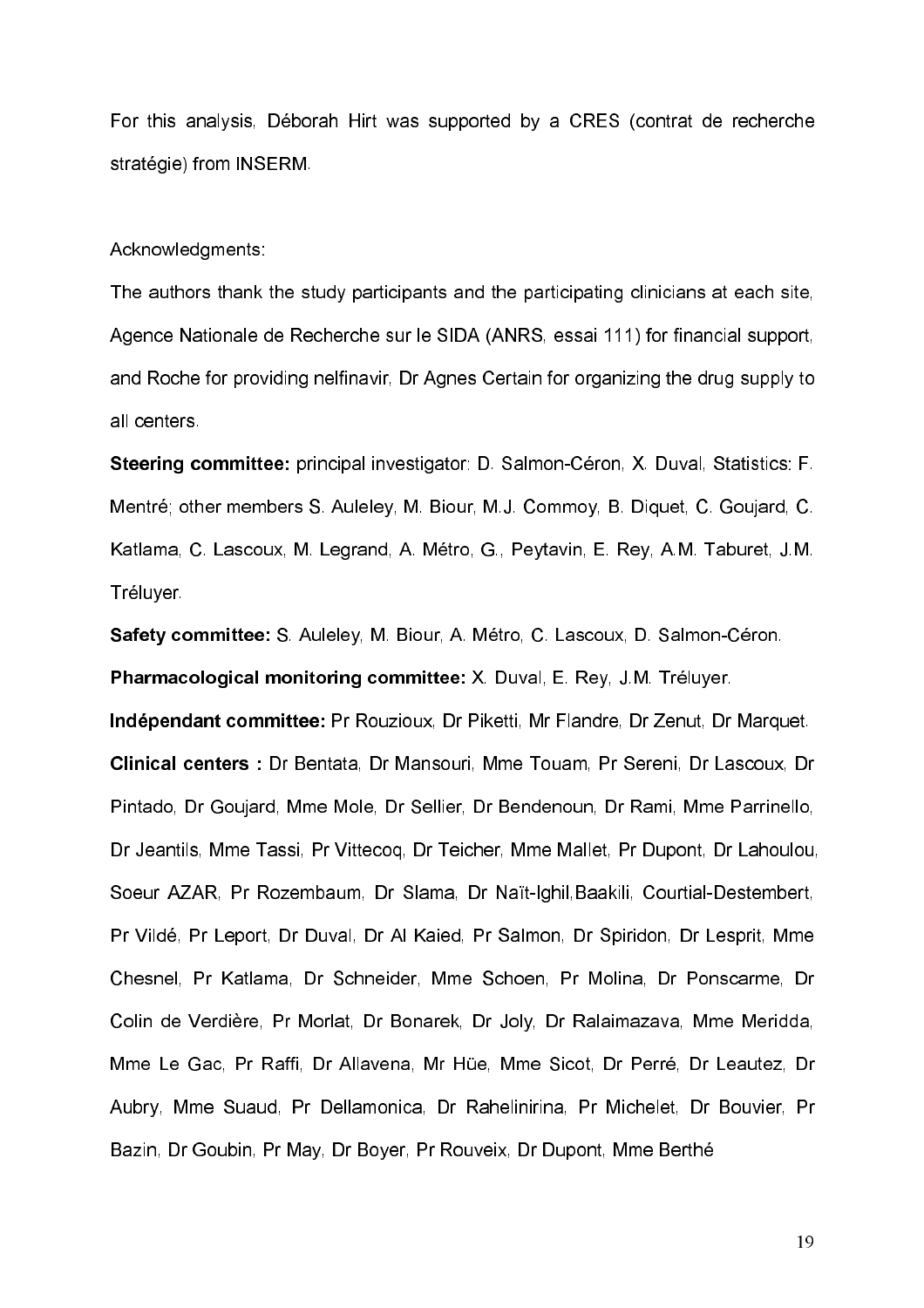For this analysis, Déborah Hirt was supported by a CRES (contrat de recherche stratégie) from INSERM.

Acknowledgments:

The authors thank the study participants and the participating clinicians at each site, Agence Nationale de Recherche sur le SIDA (ANRS, essai 111) for financial support, and Roche for providing nelfinavir, Dr Agnes Certain for organizing the drug supply to all centers.

**Steering committee:** principal investigator: D. Salmon-Céron, X. Duval, Statistics: F. Mentré; other members S. Auleley, M. Biour, M.J. Commoy, B. Diquet, C. Goujard, C. Katlama, C. Lascoux, M. Legrand, A. Métro, G., Peytavin, E. Rey, A.M. Taburet, J.M. Tréluyer.

**Safety committee:** S. Auleley, M. Biour, A. Métro, C. Lascoux, D. Salmon-Céron.

**Pharmacological monitoring committee:** X. Duval, E. Rey, J.M. Tréluyer.

**Indépendant committee:** Pr Rouzioux, Dr Piketti, Mr Flandre, Dr Zenut, Dr Marquet.

**Clinical centers :** Dr Bentata, Dr Mansouri, Mme Touam, Pr Sereni, Dr Lascoux, Dr Pintado, Dr Goujard, Mme Mole, Dr Sellier, Dr Bendenoun, Dr Rami, Mme Parrinello, Dr Jeantils, Mme Tassi, Pr Vittecoq, Dr Teicher, Mme Mallet, Pr Dupont, Dr Lahoulou, Soeur AZAR, Pr Rozembaum, Dr Slama, Dr Naït-Ighil,Baakili, Courtial-Destembert, Pr Vildé, Pr Leport, Dr Duval, Dr Al Kaied, Pr Salmon, Dr Spiridon, Dr Lesprit, Mme Chesnel, Pr Katlama, Dr Schneider, Mme Schoen, Pr Molina, Dr Ponscarme, Dr Colin de Verdière, Pr Morlat, Dr Bonarek, Dr Joly, Dr Ralaimazava, Mme Meridda, Mme Le Gac, Pr Raffi, Dr Allavena, Mr Hüe, Mme Sicot, Dr Perré, Dr Leautez, Dr Aubry, Mme Suaud, Pr Dellamonica, Dr Rahelinirina, Pr Michelet, Dr Bouvier, Pr Bazin, Dr Goubin, Pr May, Dr Boyer, Pr Rouveix, Dr Dupont, Mme Berthé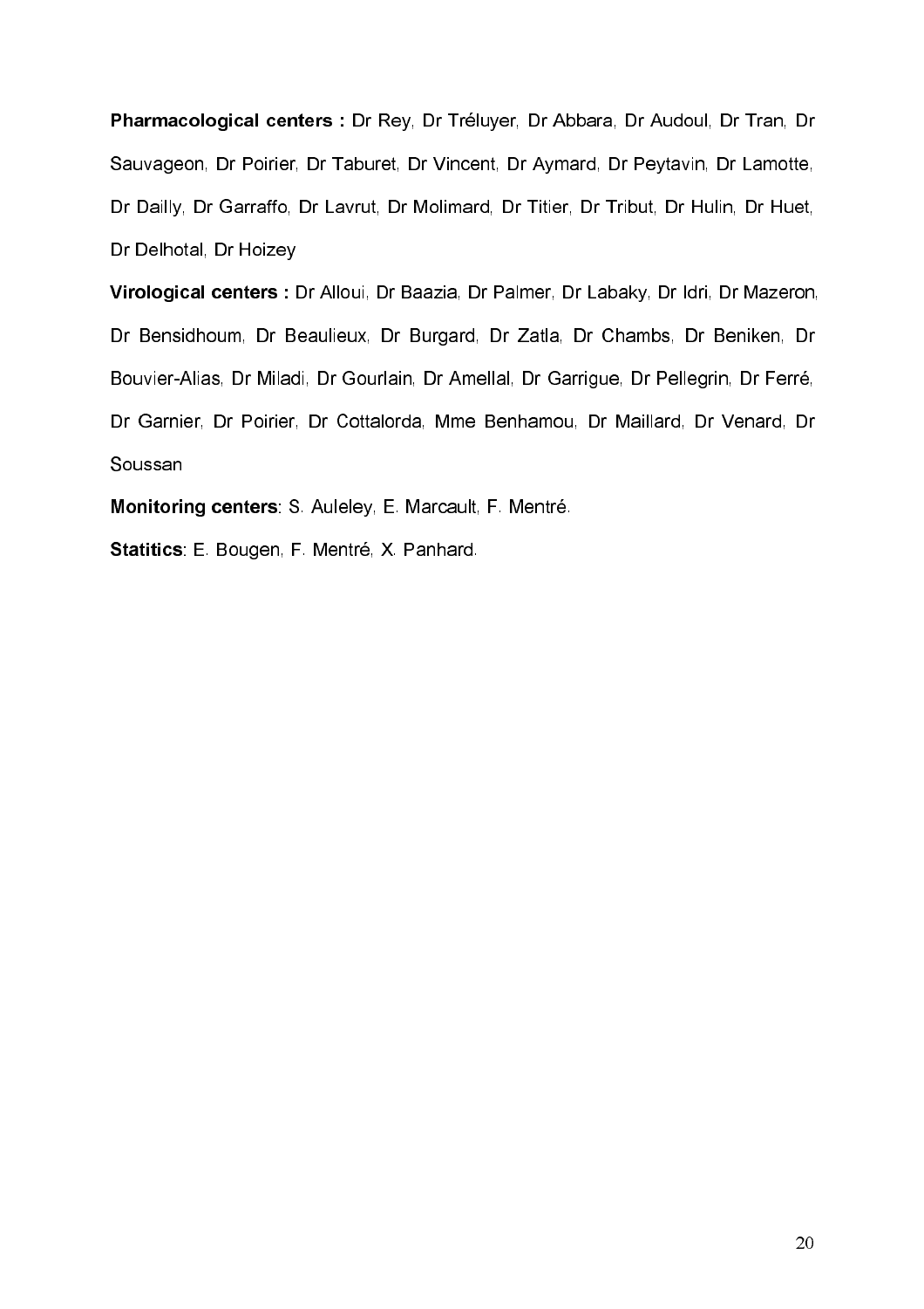**Pharmacological centers :** Dr Rey, Dr Tréluyer, Dr Abbara, Dr Audoul, Dr Tran, Dr Sauvageon, Dr Poirier, Dr Taburet, Dr Vincent, Dr Aymard, Dr Peytavin, Dr Lamotte, Dr Dailly, Dr Garraffo, Dr Lavrut, Dr Molimard, Dr Titier, Dr Tribut, Dr Hulin, Dr Huet, Dr Delhotal, Dr Hoizey

**Virological centers :** Dr Alloui, Dr Baazia, Dr Palmer, Dr Labaky, Dr Idri, Dr Mazeron, Dr Bensidhoum, Dr Beaulieux, Dr Burgard, Dr Zatla, Dr Chambs, Dr Beniken, Dr Bouvier-Alias, Dr Miladi, Dr Gourlain, Dr Amellal, Dr Garrigue, Dr Pellegrin, Dr Ferré, Dr Garnier, Dr Poirier, Dr Cottalorda, Mme Benhamou, Dr Maillard, Dr Venard, Dr Soussan

**Monitoring centers**: S. Auleley, E. Marcault, F. Mentré.

**Statitics**: E. Bougen, F. Mentré, X. Panhard.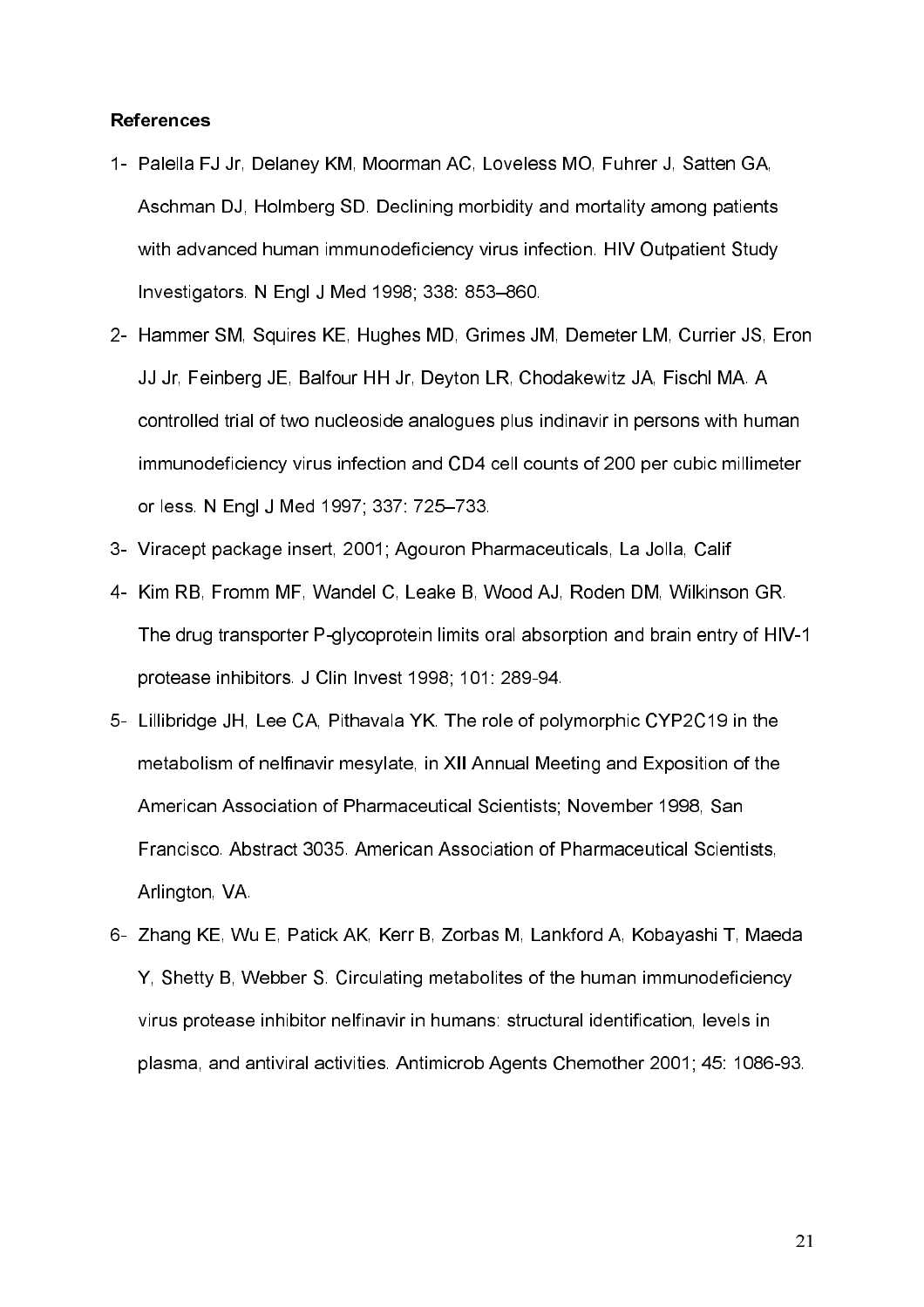**References**

1- Palella FJ Jr, Delaney KM, Moorman AC, Loveless MO, Fuhrer J, Satten GA, Aschman DJ, Holmberg SD. Declining morbidity and mortality among patients with advanced human immunodeficiency virus infection. HIV Outpatient Study Investigators. N Engl J Med 1998; 338: 853–860.

2- Hammer SM, Squires KE, Hughes MD, Grimes JM, Demeter LM, Currier JS, Eron JJ Jr, Feinberg JE, Balfour HH Jr, Deyton LR, Chodakewitz JA, Fischl MA. A controlled trial of two nucleoside analogues plus indinavir in persons with human immunodeficiency virus infection and CD4 cell counts of 200 per cubic millimeter or less. N Engl J Med 1997; 337: 725–733.

3- Viracept package insert, 2001; Agouron Pharmaceuticals, La Jolla, Calif

4- Kim RB, Fromm MF, Wandel C, Leake B, Wood AJ, Roden DM, Wilkinson GR. The drug transporter P-glycoprotein limits oral absorption and brain entry of HIV-1 protease inhibitors. J Clin Invest 1998; 101: 289-94.

5- Lillibridge JH, Lee CA, Pithavala YK. The role of polymorphic CYP2C19 in the metabolism of nelfinavir mesylate, in XII Annual Meeting and Exposition of the American Association of Pharmaceutical Scientists; November 1998, San Francisco. Abstract 3035. American Association of Pharmaceutical Scientists, Arlington, VA.

6- Zhang KE, Wu E, Patick AK, Kerr B, Zorbas M, Lankford A, Kobayashi T, Maeda Y, Shetty B, Webber S. Circulating metabolites of the human immunodeficiency virus protease inhibitor nelfinavir in humans: structural identification, levels in plasma, and antiviral activities. Antimicrob Agents Chemother 2001; 45: 1086-93.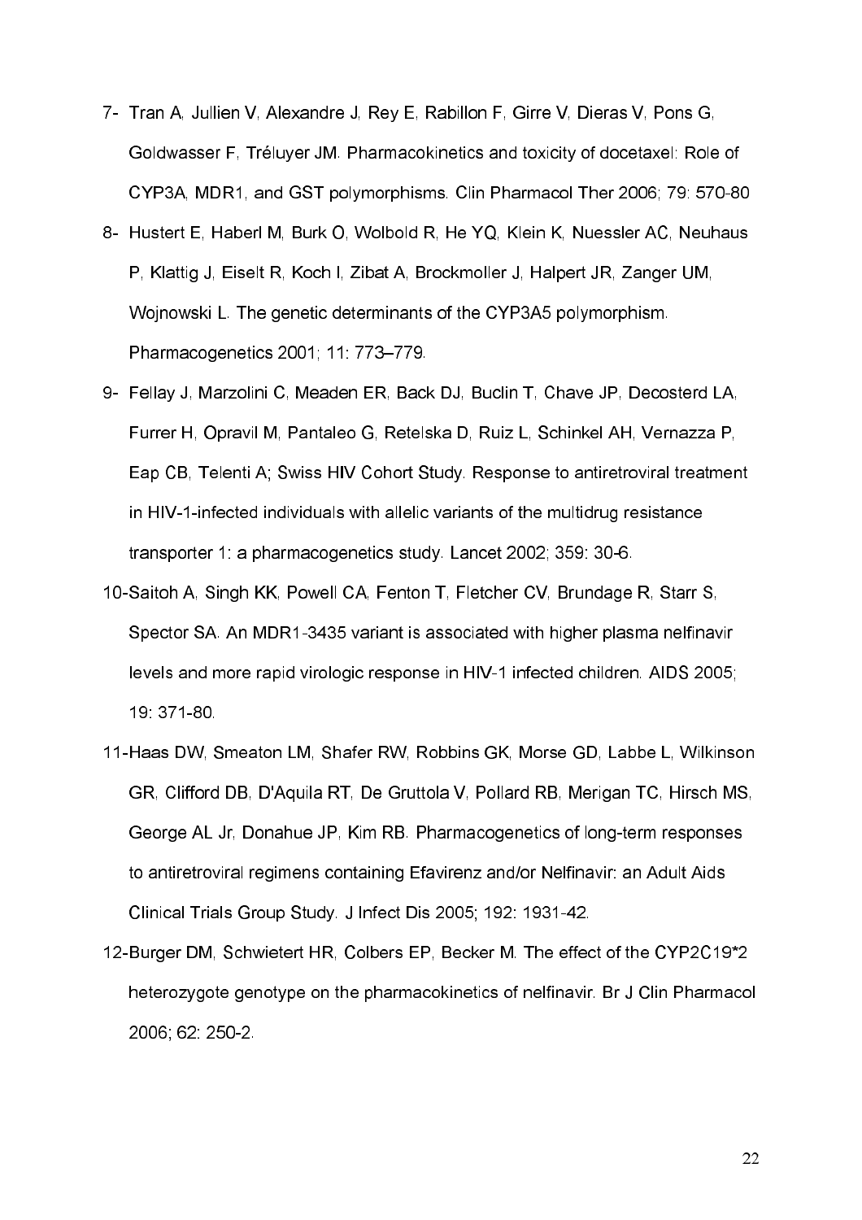7- Tran A, Jullien V, Alexandre J, Rey E, Rabillon F, Girre V, Dieras V, Pons G, Goldwasser F, Tréluyer JM. Pharmacokinetics and toxicity of docetaxel: Role of CYP3A, MDR1, and GST polymorphisms. Clin Pharmacol Ther 2006; 79: 570-80

8- Hustert E, Haberl M, Burk O, Wolbold R, He YQ, Klein K, Nuessler AC, Neuhaus P, Klattig J, Eiselt R, Koch I, Zibat A, Brockmoller J, Halpert JR, Zanger UM, Wojnowski L. The genetic determinants of the CYP3A5 polymorphism. Pharmacogenetics 2001; 11: 773–779.

9- Fellay J, Marzolini C, Meaden ER, Back DJ, Buclin T, Chave JP, Decosterd LA, Furrer H, Opravil M, Pantaleo G, Retelska D, Ruiz L, Schinkel AH, Vernazza P, Eap CB, Telenti A; Swiss HIV Cohort Study. Response to antiretroviral treatment in HIV-1-infected individuals with allelic variants of the multidrug resistance transporter 1: a pharmacogenetics study. Lancet 2002; 359: 30-6.

10-Saitoh A, Singh KK, Powell CA, Fenton T, Fletcher CV, Brundage R, Starr S, Spector SA. An MDR1-3435 variant is associated with higher plasma nelfinavir levels and more rapid virologic response in HIV-1 infected children. AIDS 2005; 19: 371-80.

11-Haas DW, Smeaton LM, Shafer RW, Robbins GK, Morse GD, Labbe L, Wilkinson GR, Clifford DB, D'Aquila RT, De Gruttola V, Pollard RB, Merigan TC, Hirsch MS, George AL Jr, Donahue JP, Kim RB. Pharmacogenetics of long-term responses to antiretroviral regimens containing Efavirenz and/or Nelfinavir: an Adult Aids Clinical Trials Group Study. J Infect Dis 2005; 192: 1931-42.

12-Burger DM, Schwietert HR, Colbers EP, Becker M. The effect of the CYP2C19*2 heterozygote genotype on the pharmacokinetics of nelfinavir. Br J Clin Pharmacol 2006; 62: 250-2.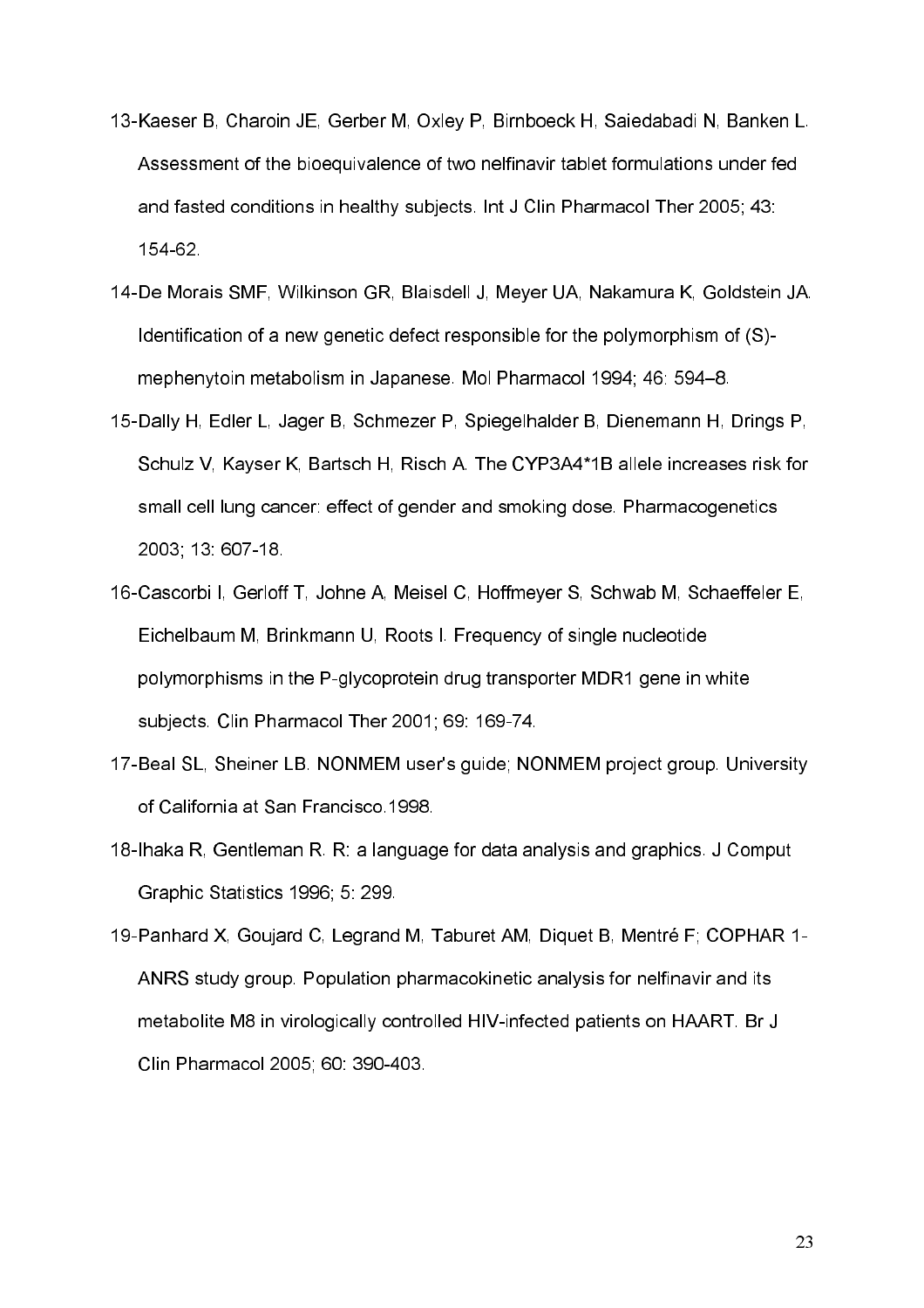13-Kaeser B, Charoin JE, Gerber M, Oxley P, Birnboeck H, Saiedabadi N, Banken L. Assessment of the bioequivalence of two nelfinavir tablet formulations under fed and fasted conditions in healthy subjects. Int J Clin Pharmacol Ther 2005; 43: 154-62.

14-De Morais SMF, Wilkinson GR, Blaisdell J, Meyer UA, Nakamura K, Goldstein JA. Identification of a new genetic defect responsible for the polymorphism of (S)-mephenytoin metabolism in Japanese. Mol Pharmacol 1994; 46: 594–8.

15-Dally H, Edler L, Jager B, Schmezer P, Spiegelhalder B, Dienemann H, Drings P, Schulz V, Kayser K, Bartsch H, Risch A. The CYP3A4*1B allele increases risk for small cell lung cancer: effect of gender and smoking dose. Pharmacogenetics 2003; 13: 607-18.

16-Cascorbi I, Gerloff T, Johne A, Meisel C, Hoffmeyer S, Schwab M, Schaeffeler E, Eichelbaum M, Brinkmann U, Roots I. Frequency of single nucleotide polymorphisms in the P-glycoprotein drug transporter MDR1 gene in white subjects. Clin Pharmacol Ther 2001; 69: 169-74.

17-Beal SL, Sheiner LB. NONMEM user's guide; NONMEM project group. University of California at San Francisco.1998.

18-Ihaka R, Gentleman R. R: a language for data analysis and graphics. J Comput Graphic Statistics 1996; 5: 299.

19-Panhard X, Goujard C, Legrand M, Taburet AM, Diquet B, Mentré F; COPHAR 1-ANRS study group. Population pharmacokinetic analysis for nelfinavir and its metabolite M8 in virologically controlled HIV-infected patients on HAART. Br J Clin Pharmacol 2005; 60: 390-403.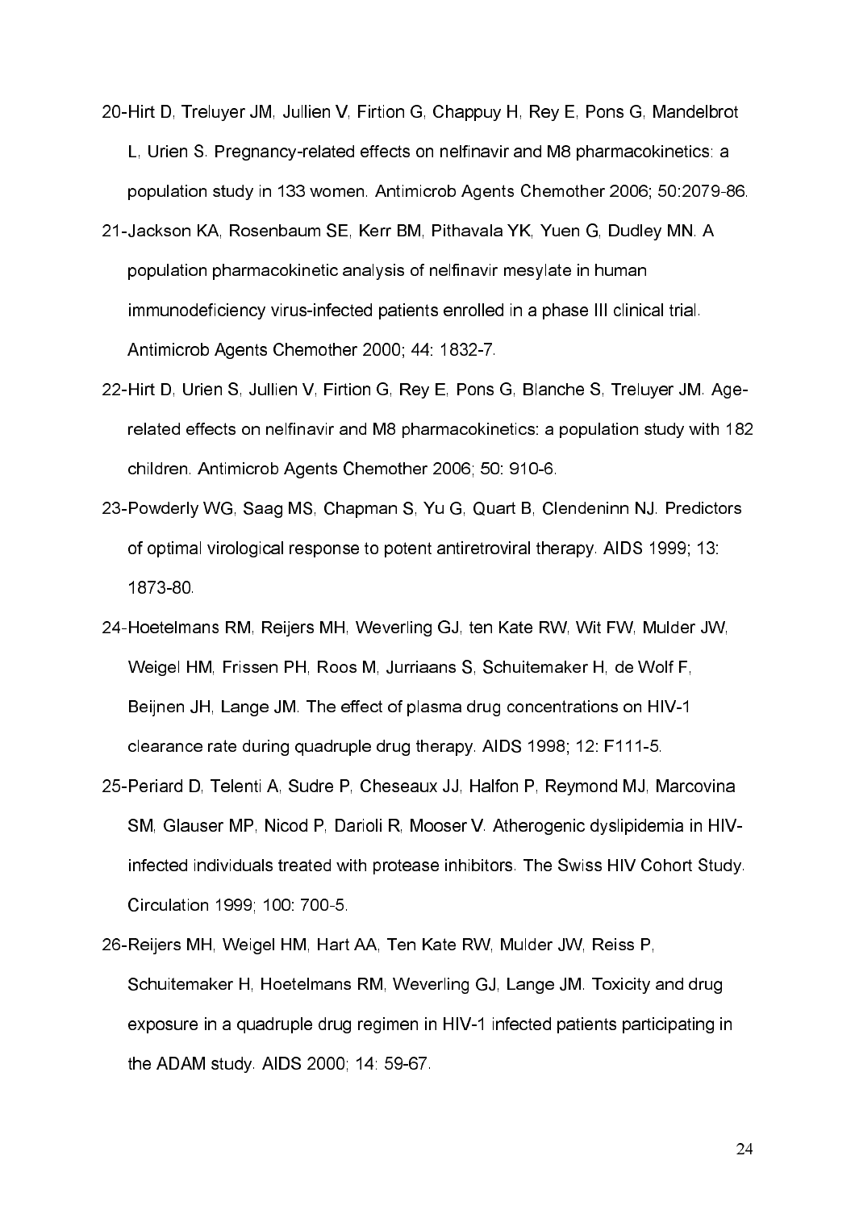20-Hirt D, Treluyer JM, Jullien V, Firtion G, Chappuy H, Rey E, Pons G, Mandelbrot L, Urien S. Pregnancy-related effects on nelfinavir and M8 pharmacokinetics: a population study in 133 women. Antimicrob Agents Chemother 2006; 50:2079-86.

21-Jackson KA, Rosenbaum SE, Kerr BM, Pithavala YK, Yuen G, Dudley MN. A population pharmacokinetic analysis of nelfinavir mesylate in human immunodeficiency virus-infected patients enrolled in a phase III clinical trial. Antimicrob Agents Chemother 2000; 44: 1832-7.

22-Hirt D, Urien S, Jullien V, Firtion G, Rey E, Pons G, Blanche S, Treluyer JM. Age-related effects on nelfinavir and M8 pharmacokinetics: a population study with 182 children. Antimicrob Agents Chemother 2006; 50: 910-6.

23-Powderly WG, Saag MS, Chapman S, Yu G, Quart B, Clendeninn NJ. Predictors of optimal virological response to potent antiretroviral therapy. AIDS 1999; 13: 1873-80.

24-Hoetelmans RM, Reijers MH, Weverling GJ, ten Kate RW, Wit FW, Mulder JW, Weigel HM, Frissen PH, Roos M, Jurriaans S, Schuitemaker H, de Wolf F, Beijnen JH, Lange JM. The effect of plasma drug concentrations on HIV-1 clearance rate during quadruple drug therapy. AIDS 1998; 12: F111-5.

25-Periard D, Telenti A, Sudre P, Cheseaux JJ, Halfon P, Reymond MJ, Marcovina SM, Glauser MP, Nicod P, Darioli R, Mooser V. Atherogenic dyslipidemia in HIV-infected individuals treated with protease inhibitors. The Swiss HIV Cohort Study. Circulation 1999; 100: 700-5.

26-Reijers MH, Weigel HM, Hart AA, Ten Kate RW, Mulder JW, Reiss P, Schuitemaker H, Hoetelmans RM, Weverling GJ, Lange JM. Toxicity and drug exposure in a quadruple drug regimen in HIV-1 infected patients participating in the ADAM study. AIDS 2000; 14: 59-67.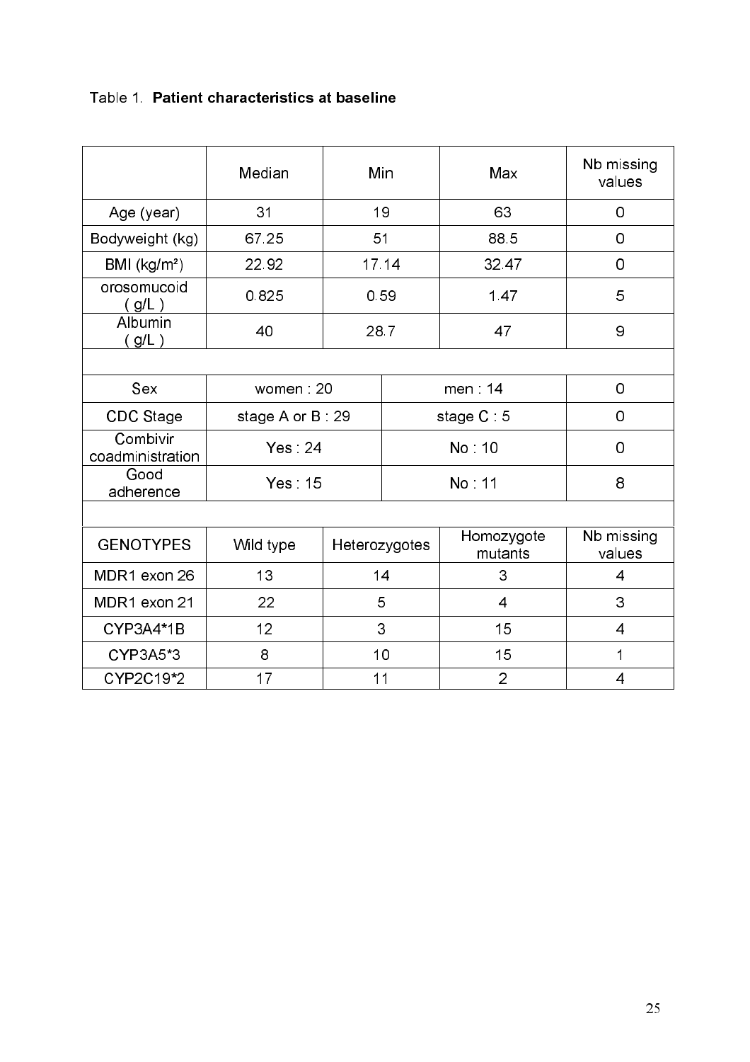Table 1. **Patient characteristics at baseline**

| | Median | Min | Max | Nb missing values |
|---|---|---|---|---|
| Age (year) | 31 | 19 | 63 | 0 |
| Bodyweight (kg) | 67.25 | 51 | 88.5 | 0 |
| BMI (kg/m²) | 22.92 | 17.14 | 32.47 | 0 |
| orosomucoid ( g/L ) | 0.825 | 0.59 | 1.47 | 5 |
| Albumin ( g/L ) | 40 | 28.7 | 47 | 9 |
| | | | | |
| Sex | women : 20 | | men : 14 | 0 |
| CDC Stage | stage A or B : 29 | | stage C : 5 | 0 |
| Combivir coadministration | Yes : 24 | | No : 10 | 0 |
| Good adherence | Yes : 15 | | No : 11 | 8 |
| | | | | |
| GENOTYPES | Wild type | Heterozygotes | Homozygote mutants | Nb missing values |
| MDR1 exon 26 | 13 | 14 | 3 | 4 |
| MDR1 exon 21 | 22 | 5 | 4 | 3 |
| CYP3A4*1B | 12 | 3 | 15 | 4 |
| CYP3A5*3 | 8 | 10 | 15 | 1 |
| CYP2C19*2 | 17 | 11 | 2 | 4 |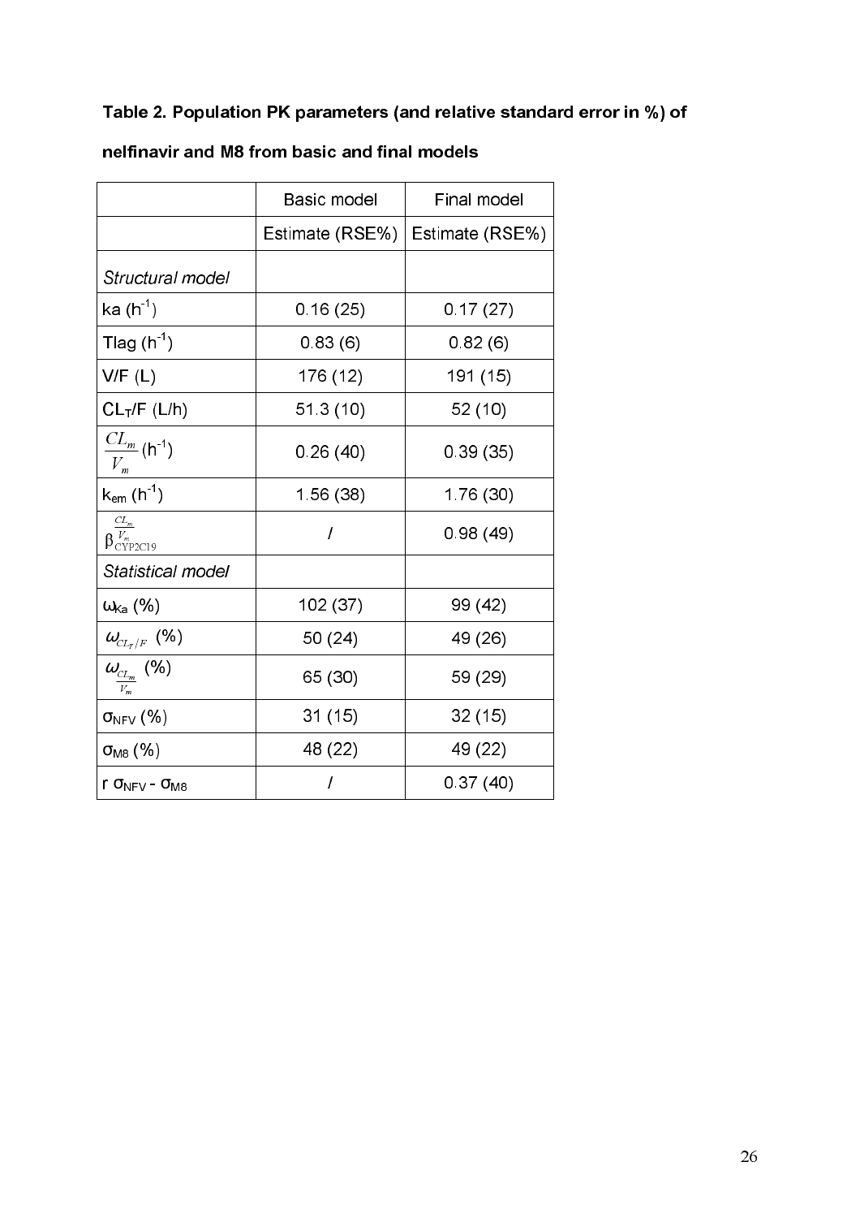**Table 2. Population PK parameters (and relative standard error in %) of nelfinavir and M8 from basic and final models**

| | Basic model | Final model |
|---|---|---|
| | Estimate (RSE%) | Estimate (RSE%) |
| *Structural model* | | |
| ka ($h^{-1}$) | 0.16 (25) | 0.17 (27) |
| Tlag ($h^{-1}$) | 0.83 (6) | 0.82 (6) |
| V/F (L) | 176 (12) | 191 (15) |
| $CL_T/F$ (L/h) | 51.3 (10) | 52 (10) |
| $\frac{CL_m}{V_m}$ ($h^{-1}$) | 0.26 (40) | 0.39 (35) |
| $k_{em}$ ($h^{-1}$) | 1.56 (38) | 1.76 (30) |
| $\beta^{\frac{CL_m}{V_m}}_{CYP2C19}$ | / | 0.98 (49) |
| *Statistical model* | | |
| $\omega_{Ka}$ (%) | 102 (37) | 99 (42) |
| $\omega_{CL_T/F}$ (%) | 50 (24) | 49 (26) |
| $\omega_{\frac{CL_m}{V_m}}$ (%) | 65 (30) | 59 (29) |
| $\sigma_{NFV}$ (%) | 31 (15) | 32 (15) |
| $\sigma_{M8}$ (%) | 48 (22) | 49 (22) |
| r $\sigma_{NFV}$ - $\sigma_{M8}$ | / | 0.37 (40) |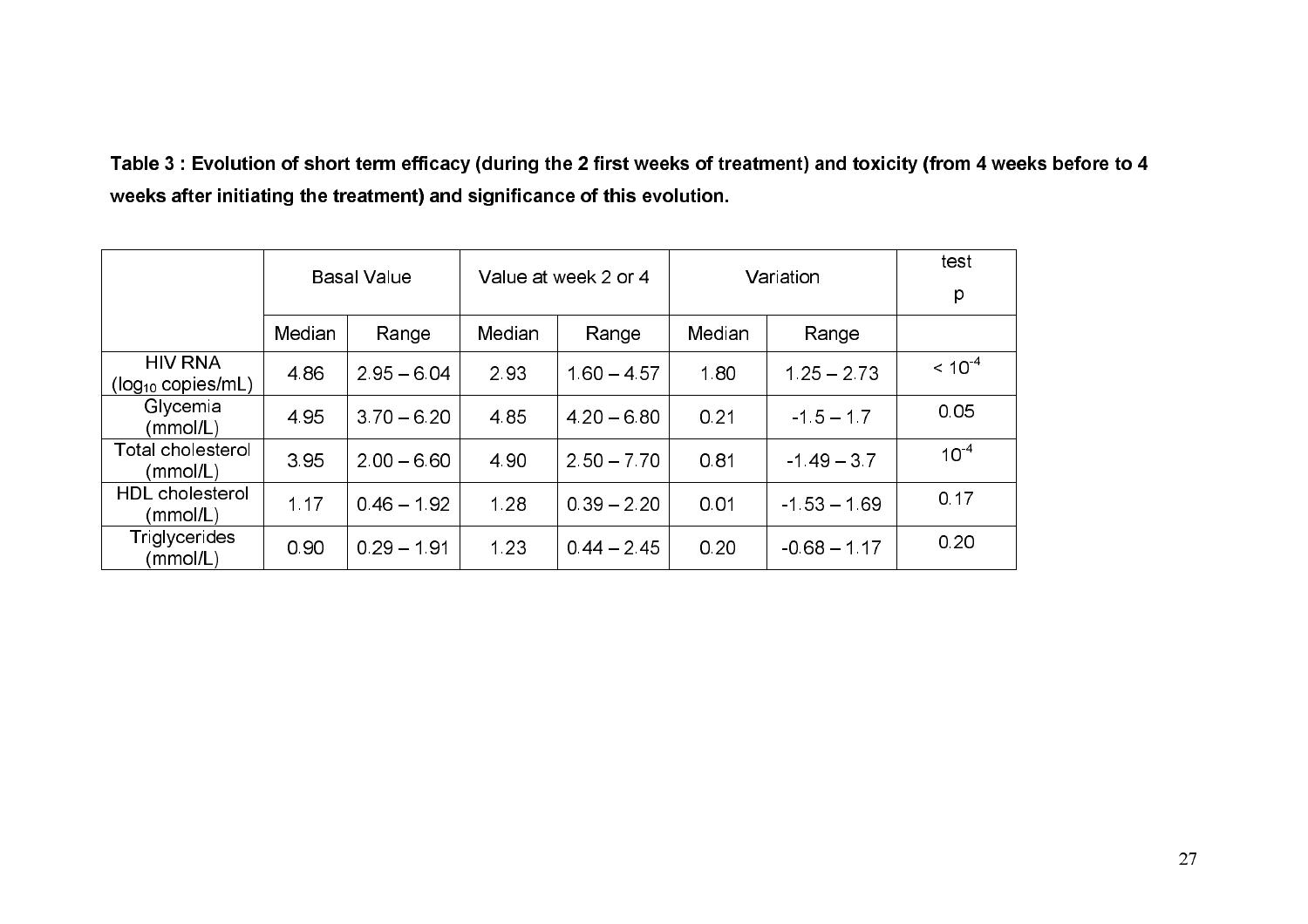**Table 3 : Evolution of short term efficacy (during the 2 first weeks of treatment) and toxicity (from 4 weeks before to 4 weeks after initiating the treatment) and significance of this evolution.**

| | Basal Value | | Value at week 2 or 4 | | Variation | | test p |
|---|---|---|---|---|---|---|---|
| | Median | Range | Median | Range | Median | Range | |
| HIV RNA ($log_{10}$ copies/mL) | 4.86 | 2.95 – 6.04 | 2.93 | 1.60 – 4.57 | 1.80 | 1.25 – 2.73 | $< 10^{-4}$ |
| Glycemia (mmol/L) | 4.95 | 3.70 – 6.20 | 4.85 | 4.20 – 6.80 | 0.21 | -1.5 – 1.7 | 0.05 |
| Total cholesterol (mmol/L) | 3.95 | 2.00 – 6.60 | 4.90 | 2.50 – 7.70 | 0.81 | -1.49 – 3.7 | $10^{-4}$ |
| HDL cholesterol (mmol/L) | 1.17 | 0.46 – 1.92 | 1.28 | 0.39 – 2.20 | 0.01 | -1.53 – 1.69 | 0.17 |
| Triglycerides (mmol/L) | 0.90 | 0.29 – 1.91 | 1.23 | 0.44 – 2.45 | 0.20 | -0.68 – 1.17 | 0.20 |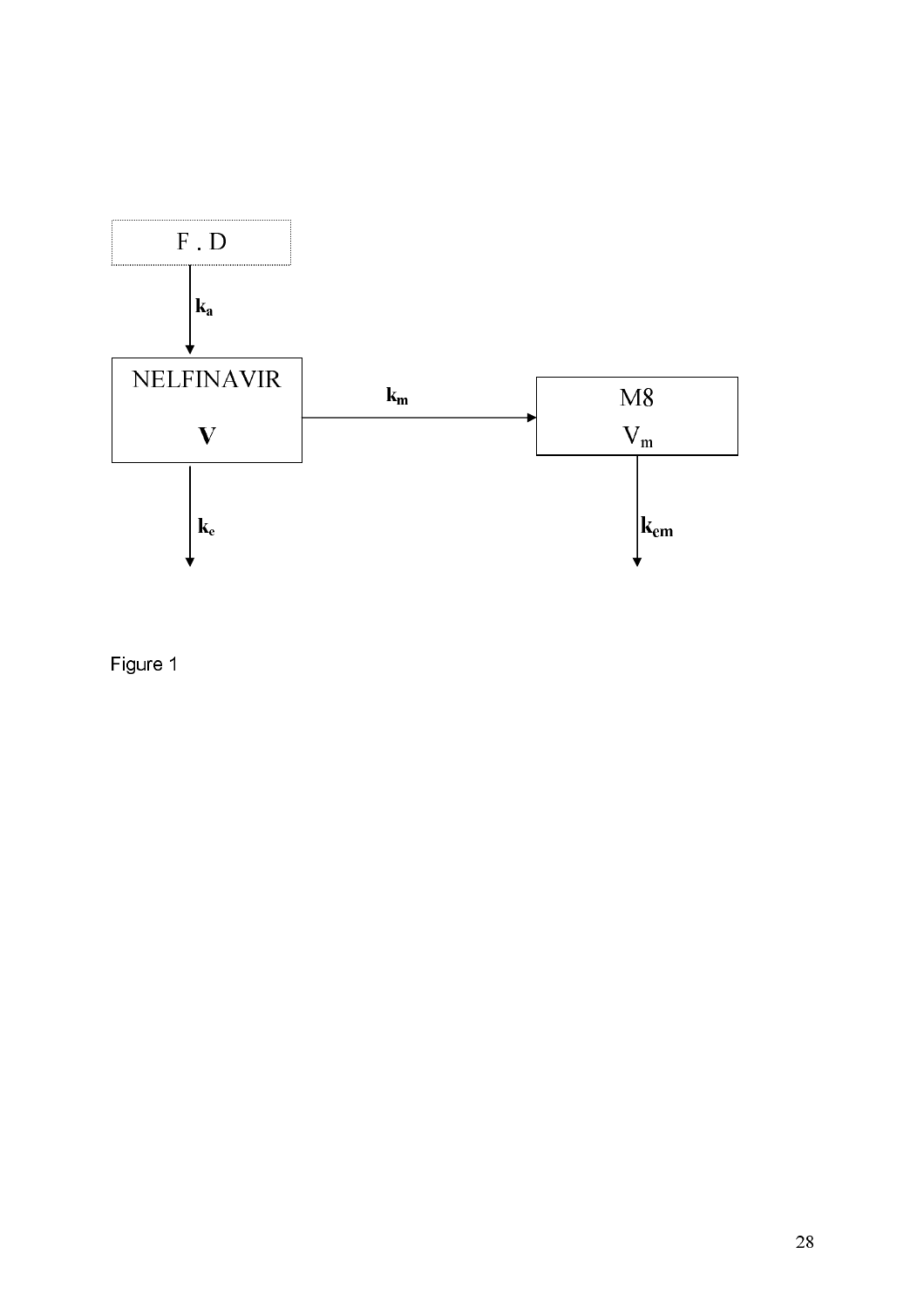F . D

$k_a$

NELFINAVIR

V

$k_m$

M8

$V_m$

$k_e$

$k_{em}$

Figure 1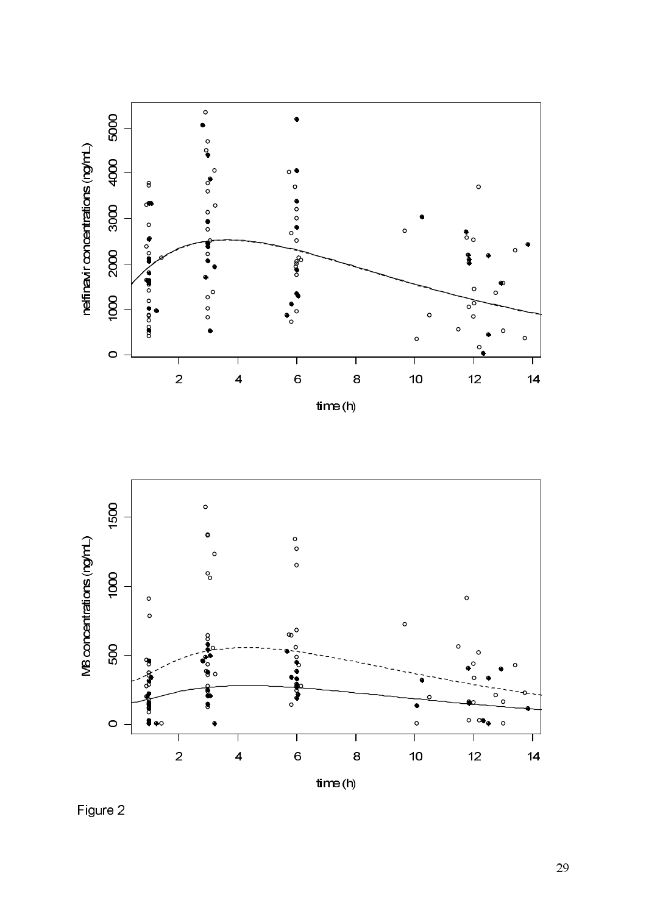nelfinavir concentrations (ng/mL)

0
1000
2000
3000
4000
5000

2
4
6
8
10
12
14

time (h)

M8 concentrations (ng/mL)

0
500
1000
1500

2
4
6
8
10
12
14

time (h)

Figure 2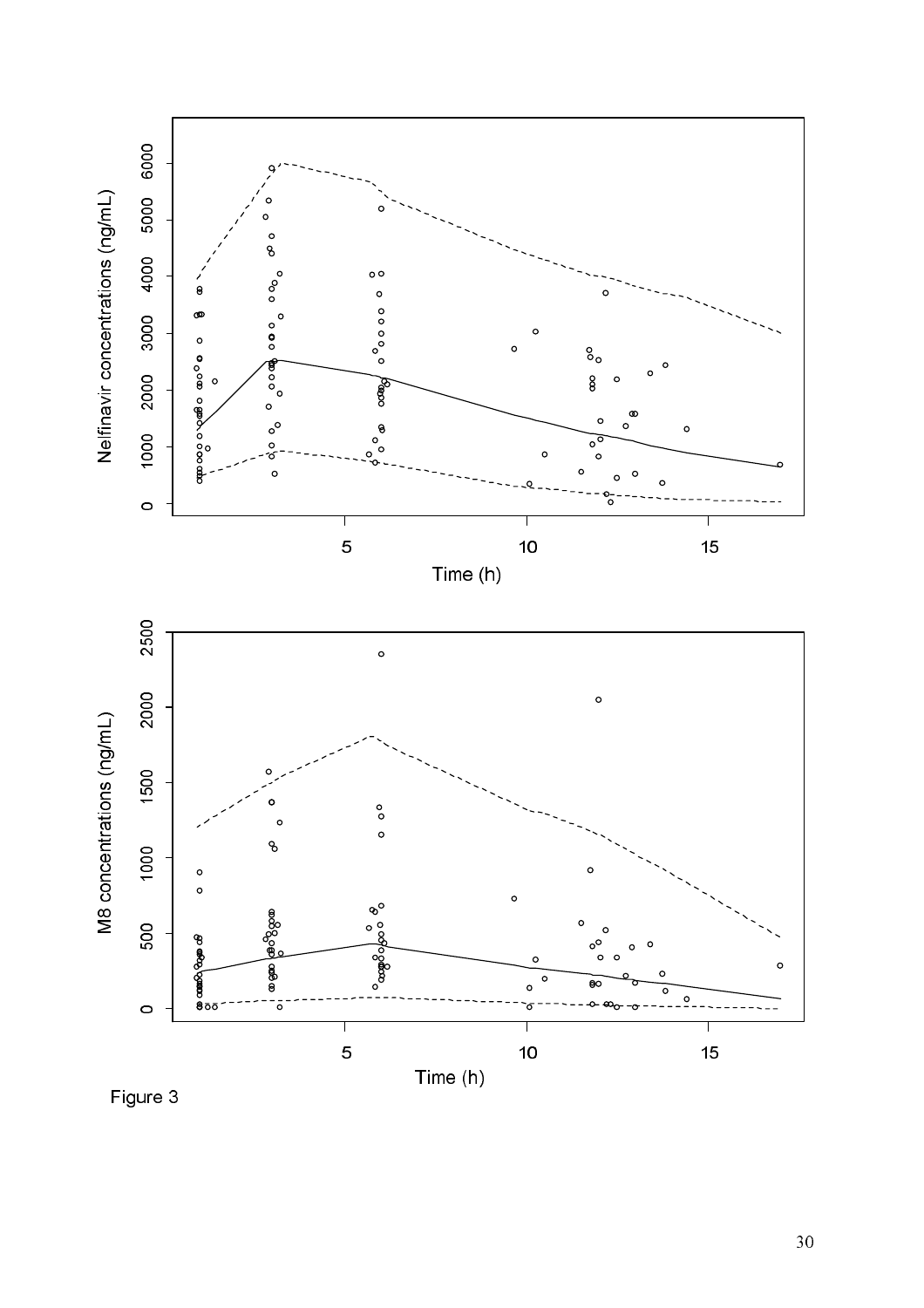Figure 3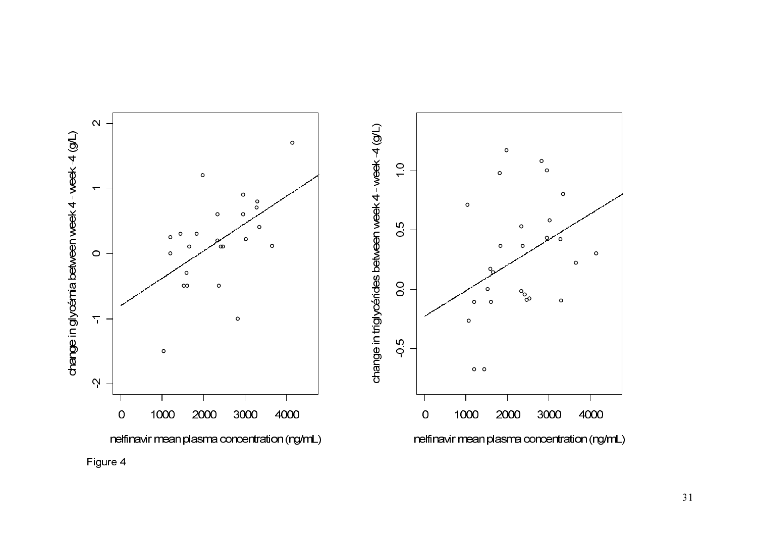Figure 4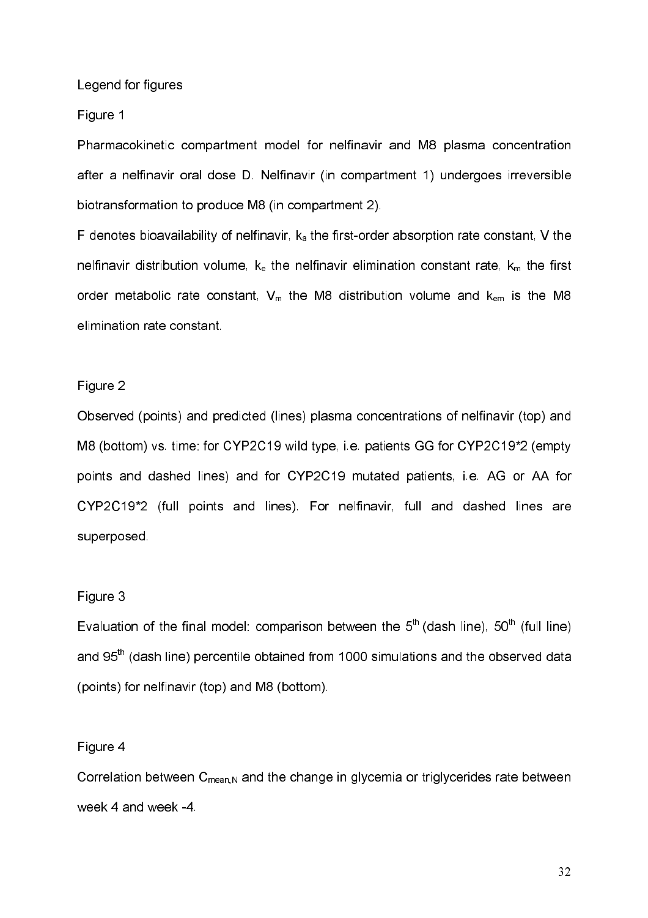Legend for figures

Figure 1

Pharmacokinetic compartment model for nelfinavir and M8 plasma concentration after a nelfinavir oral dose D. Nelfinavir (in compartment 1) undergoes irreversible biotransformation to produce M8 (in compartment 2).

F denotes bioavailability of nelfinavir, $k_a$ the first-order absorption rate constant, V the nelfinavir distribution volume, $k_e$ the nelfinavir elimination constant rate, $k_m$ the first order metabolic rate constant, $V_m$ the M8 distribution volume and $k_{em}$ is the M8 elimination rate constant.

Figure 2

Observed (points) and predicted (lines) plasma concentrations of nelfinavir (top) and M8 (bottom) vs. time: for CYP2C19 wild type, i.e. patients GG for CYP2C19*2 (empty points and dashed lines) and for CYP2C19 mutated patients, i.e. AG or AA for CYP2C19*2 (full points and lines). For nelfinavir, full and dashed lines are superposed.

Figure 3

Evaluation of the final model: comparison between the $5^{th}$ (dash line), $50^{th}$ (full line) and $95^{th}$ (dash line) percentile obtained from 1000 simulations and the observed data (points) for nelfinavir (top) and M8 (bottom).

Figure 4

Correlation between $C_{mean,N}$ and the change in glycemia or triglycerides rate between week 4 and week -4.